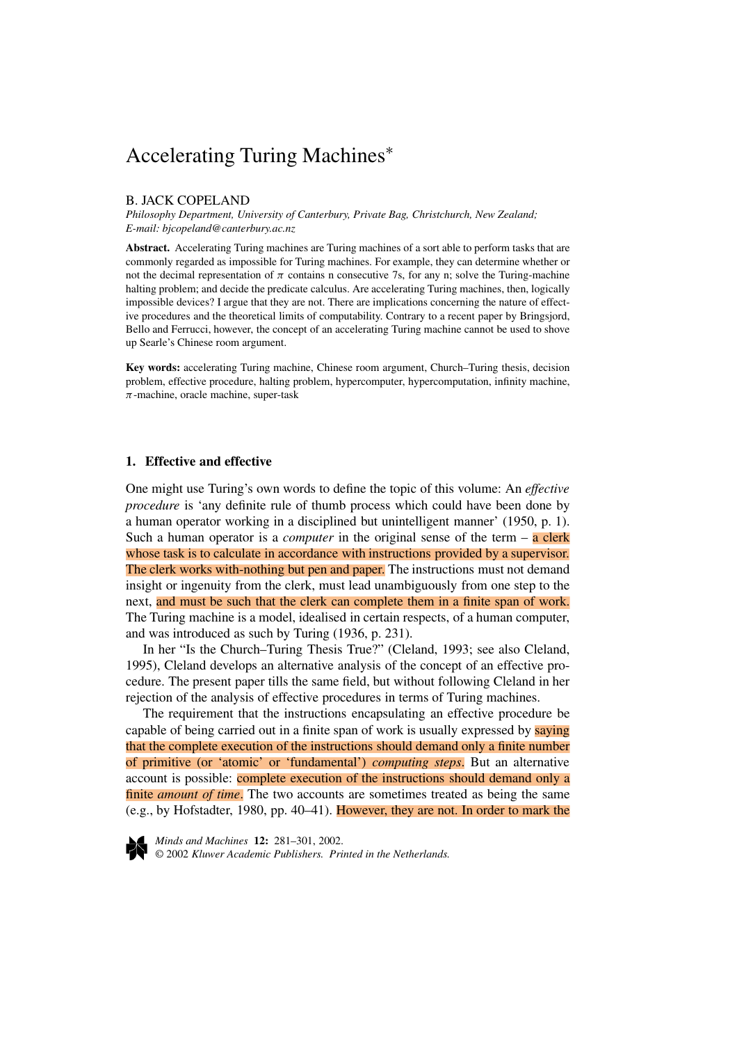# Accelerating Turing Machines*

B. JACK COPELAND

*Philosophy Department, University of Canterbury, Private Bag, Christchurch, New Zealand; E-mail: bjcopeland@canterbury.ac.nz*

**Abstract.** Accelerating Turing machines are Turing machines of a sort able to perform tasks that are commonly regarded as impossible for Turing machines. For example, they can determine whether or not the decimal representation of $\pi$ contains n consecutive 7s, for any n; solve the Turing-machine halting problem; and decide the predicate calculus. Are accelerating Turing machines, then, logically impossible devices? I argue that they are not. There are implications concerning the nature of effective procedures and the theoretical limits of computability. Contrary to a recent paper by Bringsjord, Bello and Ferrucci, however, the concept of an accelerating Turing machine cannot be used to shove up Searle's Chinese room argument.

**Key words:** accelerating Turing machine, Chinese room argument, Church–Turing thesis, decision problem, effective procedure, halting problem, hypercomputer, hypercomputation, infinity machine, $\pi$-machine, oracle machine, super-task

## 1. Effective and effective

One might use Turing's own words to define the topic of this volume: An *effective procedure* is 'any definite rule of thumb process which could have been done by a human operator working in a disciplined but unintelligent manner' (1950, p. 1). Such a human operator is a *computer* in the original sense of the term – a clerk whose task is to calculate in accordance with instructions provided by a supervisor. The clerk works with-nothing but pen and paper. The instructions must not demand insight or ingenuity from the clerk, must lead unambiguously from one step to the next, and must be such that the clerk can complete them in a finite span of work. The Turing machine is a model, idealised in certain respects, of a human computer, and was introduced as such by Turing (1936, p. 231).

In her "Is the Church–Turing Thesis True?" (Cleland, 1993; see also Cleland, 1995), Cleland develops an alternative analysis of the concept of an effective procedure. The present paper tills the same field, but without following Cleland in her rejection of the analysis of effective procedures in terms of Turing machines.

The requirement that the instructions encapsulating an effective procedure be capable of being carried out in a finite span of work is usually expressed by saying that the complete execution of the instructions should demand only a finite number of primitive (or 'atomic' or 'fundamental') *computing steps*. But an alternative account is possible: complete execution of the instructions should demand only a finite *amount of time*. The two accounts are sometimes treated as being the same (e.g., by Hofstadter, 1980, pp. 40–41). However, they are not. In order to mark the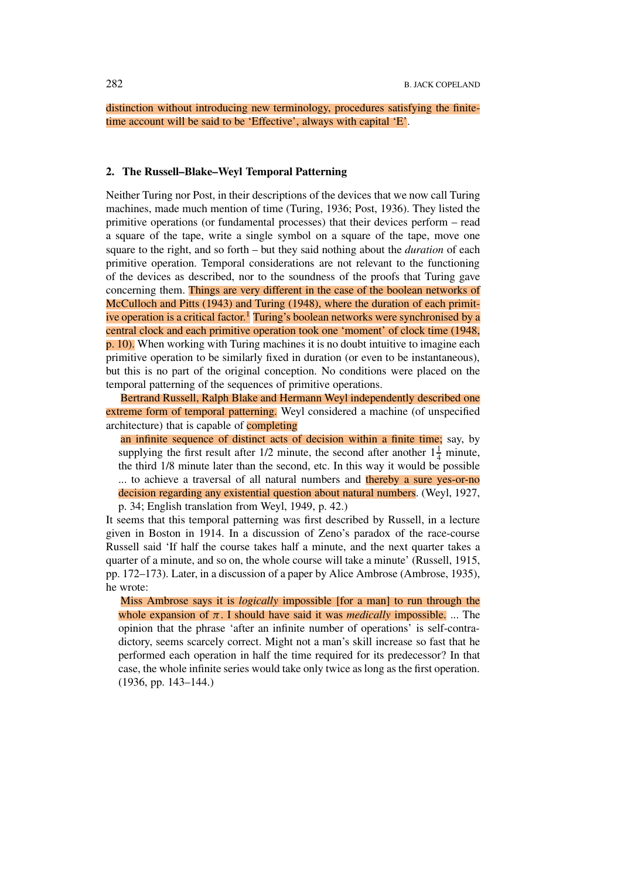distinction without introducing new terminology, procedures satisfying the finite-time account will be said to be 'Effective', always with capital 'E'.

## 2. The Russell–Blake–Weyl Temporal Patterning

Neither Turing nor Post, in their descriptions of the devices that we now call Turing machines, made much mention of time (Turing, 1936; Post, 1936). They listed the primitive operations (or fundamental processes) that their devices perform – read a square of the tape, write a single symbol on a square of the tape, move one square to the right, and so forth – but they said nothing about the *duration* of each primitive operation. Temporal considerations are not relevant to the functioning of the devices as described, nor to the soundness of the proofs that Turing gave concerning them. Things are very different in the case of the boolean networks of McCulloch and Pitts (1943) and Turing (1948), where the duration of each primitive operation is a critical factor.[1] Turing's boolean networks were synchronised by a central clock and each primitive operation took one 'moment' of clock time (1948, p. 10). When working with Turing machines it is no doubt intuitive to imagine each primitive operation to be similarly fixed in duration (or even to be instantaneous), but this is no part of the original conception. No conditions were placed on the temporal patterning of the sequences of primitive operations.

Bertrand Russell, Ralph Blake and Hermann Weyl independently described one extreme form of temporal patterning. Weyl considered a machine (of unspecified architecture) that is capable of completing

> an infinite sequence of distinct acts of decision within a finite time; say, by supplying the first result after 1/2 minute, the second after another $1\frac{1}{4}$ minute, the third 1/8 minute later than the second, etc. In this way it would be possible ... to achieve a traversal of all natural numbers and thereby a sure yes-or-no decision regarding any existential question about natural numbers. (Weyl, 1927, p. 34; English translation from Weyl, 1949, p. 42.)

It seems that this temporal patterning was first described by Russell, in a lecture given in Boston in 1914. In a discussion of Zeno's paradox of the race-course Russell said 'If half the course takes half a minute, and the next quarter takes a quarter of a minute, and so on, the whole course will take a minute' (Russell, 1915, pp. 172–173). Later, in a discussion of a paper by Alice Ambrose (Ambrose, 1935), he wrote:

> Miss Ambrose says it is *logically* impossible [for a man] to run through the whole expansion of $\pi$. I should have said it was *medically* impossible. ... The opinion that the phrase 'after an infinite number of operations' is self-contradictory, seems scarcely correct. Might not a man's skill increase so fast that he performed each operation in half the time required for its predecessor? In that case, the whole infinite series would take only twice as long as the first operation. (1936, pp. 143–144.)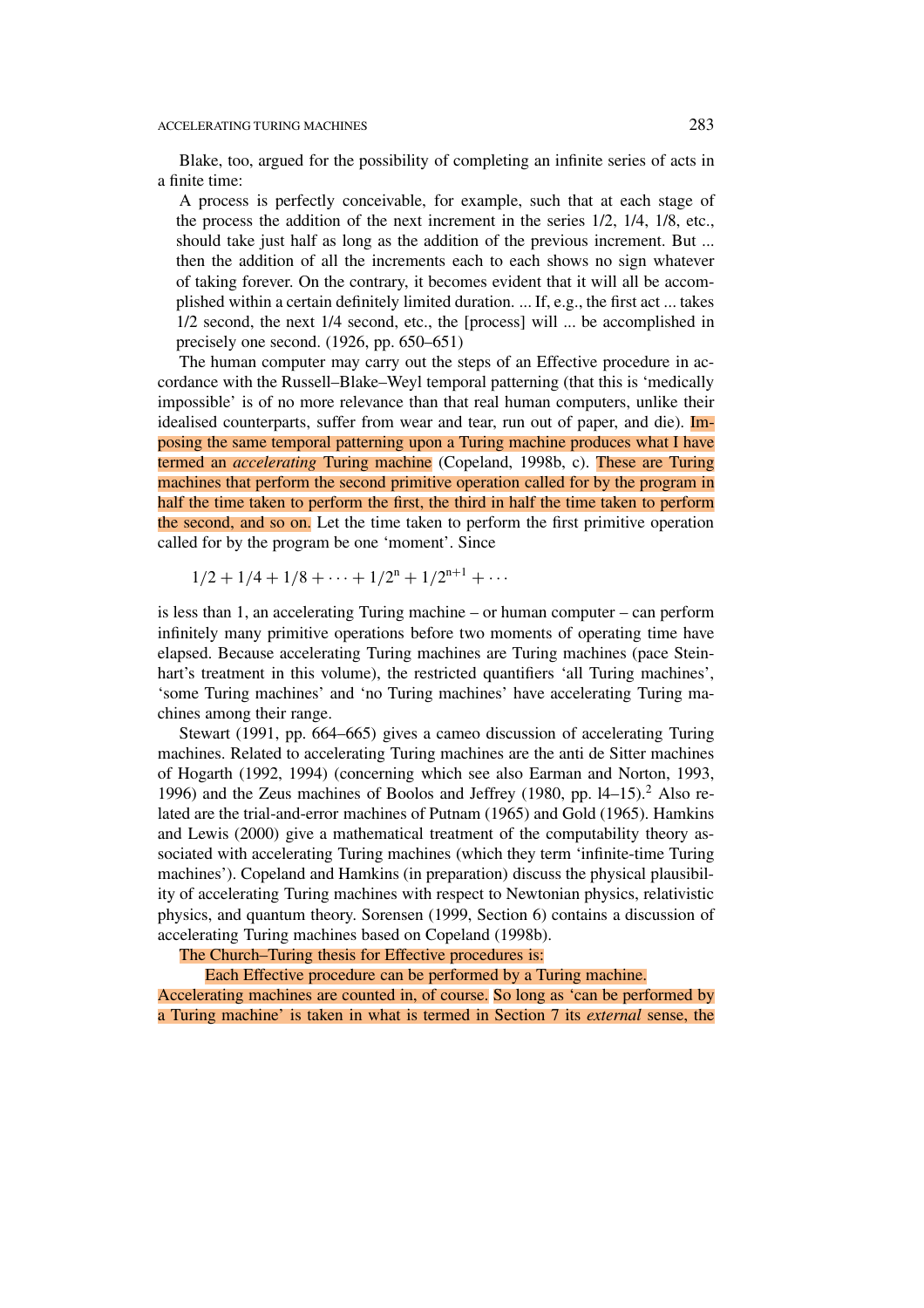Blake, too, argued for the possibility of completing an infinite series of acts in a finite time:

> A process is perfectly conceivable, for example, such that at each stage of the process the addition of the next increment in the series 1/2, 1/4, 1/8, etc., should take just half as long as the addition of the previous increment. But ... then the addition of all the increments each to each shows no sign whatever of taking forever. On the contrary, it becomes evident that it will all be accomplished within a certain definitely limited duration. ... If, e.g., the first act ... takes 1/2 second, the next 1/4 second, etc., the [process] will ... be accomplished in precisely one second. (1926, pp. 650–651)

The human computer may carry out the steps of an Effective procedure in accordance with the Russell–Blake–Weyl temporal patterning (that this is 'medically impossible' is of no more relevance than that real human computers, unlike their idealised counterparts, suffer from wear and tear, run out of paper, and die). Imposing the same temporal patterning upon a Turing machine produces what I have termed an *accelerating* Turing machine (Copeland, 1998b, c). These are Turing machines that perform the second primitive operation called for by the program in half the time taken to perform the first, the third in half the time taken to perform the second, and so on. Let the time taken to perform the first primitive operation called for by the program be one 'moment'. Since

$$1/2 + 1/4 + 1/8 + \cdots + 1/2^n + 1/2^{n+1} + \cdots$$

is less than 1, an accelerating Turing machine – or human computer – can perform infinitely many primitive operations before two moments of operating time have elapsed. Because accelerating Turing machines are Turing machines (pace Steinhart's treatment in this volume), the restricted quantifiers 'all Turing machines', 'some Turing machines' and 'no Turing machines' have accelerating Turing machines among their range.

Stewart (1991, pp. 664–665) gives a cameo discussion of accelerating Turing machines. Related to accelerating Turing machines are the anti de Sitter machines of Hogarth (1992, 1994) (concerning which see also Earman and Norton, 1993, 1996) and the Zeus machines of Boolos and Jeffrey (1980, pp. 14–15).[2] Also related are the trial-and-error machines of Putnam (1965) and Gold (1965). Hamkins and Lewis (2000) give a mathematical treatment of the computability theory associated with accelerating Turing machines (which they term 'infinite-time Turing machines'). Copeland and Hamkins (in preparation) discuss the physical plausibility of accelerating Turing machines with respect to Newtonian physics, relativistic physics, and quantum theory. Sorensen (1999, Section 6) contains a discussion of accelerating Turing machines based on Copeland (1998b).

The Church–Turing thesis for Effective procedures is:

> Each Effective procedure can be performed by a Turing machine.

Accelerating machines are counted in, of course. So long as 'can be performed by a Turing machine' is taken in what is termed in Section 7 its *external* sense, the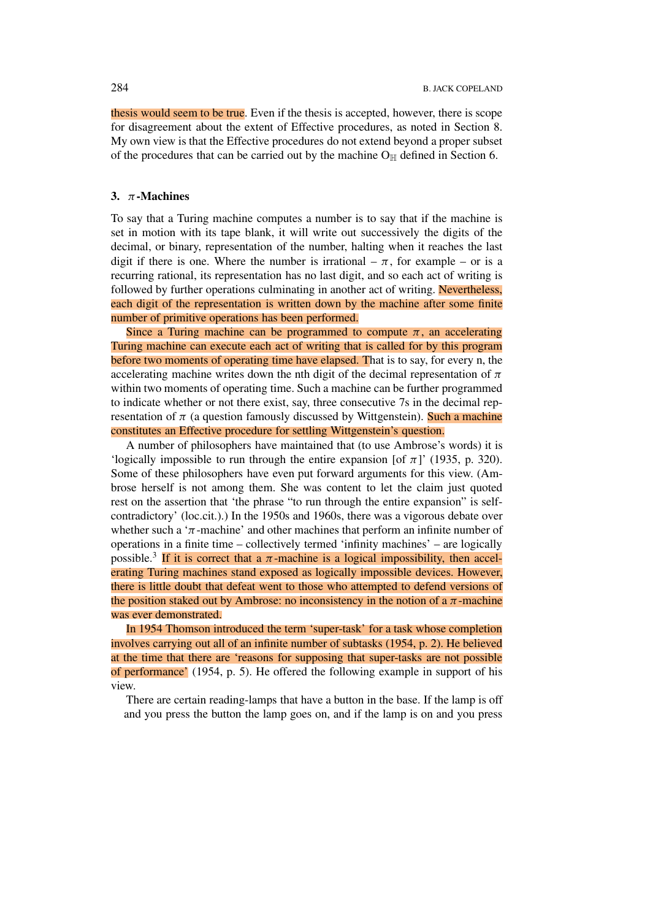thesis would seem to be true. Even if the thesis is accepted, however, there is scope for disagreement about the extent of Effective procedures, as noted in Section 8. My own view is that the Effective procedures do not extend beyond a proper subset of the procedures that can be carried out by the machine $O_{\mathbb{H}}$ defined in Section 6.

### 3. $\pi$-Machines

To say that a Turing machine computes a number is to say that if the machine is set in motion with its tape blank, it will write out successively the digits of the decimal, or binary, representation of the number, halting when it reaches the last digit if there is one. Where the number is irrational – $\pi$, for example – or is a recurring rational, its representation has no last digit, and so each act of writing is followed by further operations culminating in another act of writing. Nevertheless, each digit of the representation is written down by the machine after some finite number of primitive operations has been performed.

Since a Turing machine can be programmed to compute $\pi$, an accelerating Turing machine can execute each act of writing that is called for by this program before two moments of operating time have elapsed. That is to say, for every n, the accelerating machine writes down the nth digit of the decimal representation of $\pi$ within two moments of operating time. Such a machine can be further programmed to indicate whether or not there exist, say, three consecutive 7s in the decimal representation of $\pi$ (a question famously discussed by Wittgenstein). Such a machine constitutes an Effective procedure for settling Wittgenstein's question.

A number of philosophers have maintained that (to use Ambrose's words) it is 'logically impossible to run through the entire expansion [of $\pi$]' (1935, p. 320). Some of these philosophers have even put forward arguments for this view. (Ambrose herself is not among them. She was content to let the claim just quoted rest on the assertion that 'the phrase "to run through the entire expansion" is self-contradictory' (loc.cit.).) In the 1950s and 1960s, there was a vigorous debate over whether such a '$\pi$-machine' and other machines that perform an infinite number of operations in a finite time – collectively termed 'infinity machines' – are logically possible.[3] If it is correct that a $\pi$-machine is a logical impossibility, then accelerating Turing machines stand exposed as logically impossible devices. However, there is little doubt that defeat went to those who attempted to defend versions of the position staked out by Ambrose: no inconsistency in the notion of a $\pi$-machine was ever demonstrated.

In 1954 Thomson introduced the term 'super-task' for a task whose completion involves carrying out all of an infinite number of subtasks (1954, p. 2). He believed at the time that there are 'reasons for supposing that super-tasks are not possible of performance' (1954, p. 5). He offered the following example in support of his view.

> There are certain reading-lamps that have a button in the base. If the lamp is off and you press the button the lamp goes on, and if the lamp is on and you press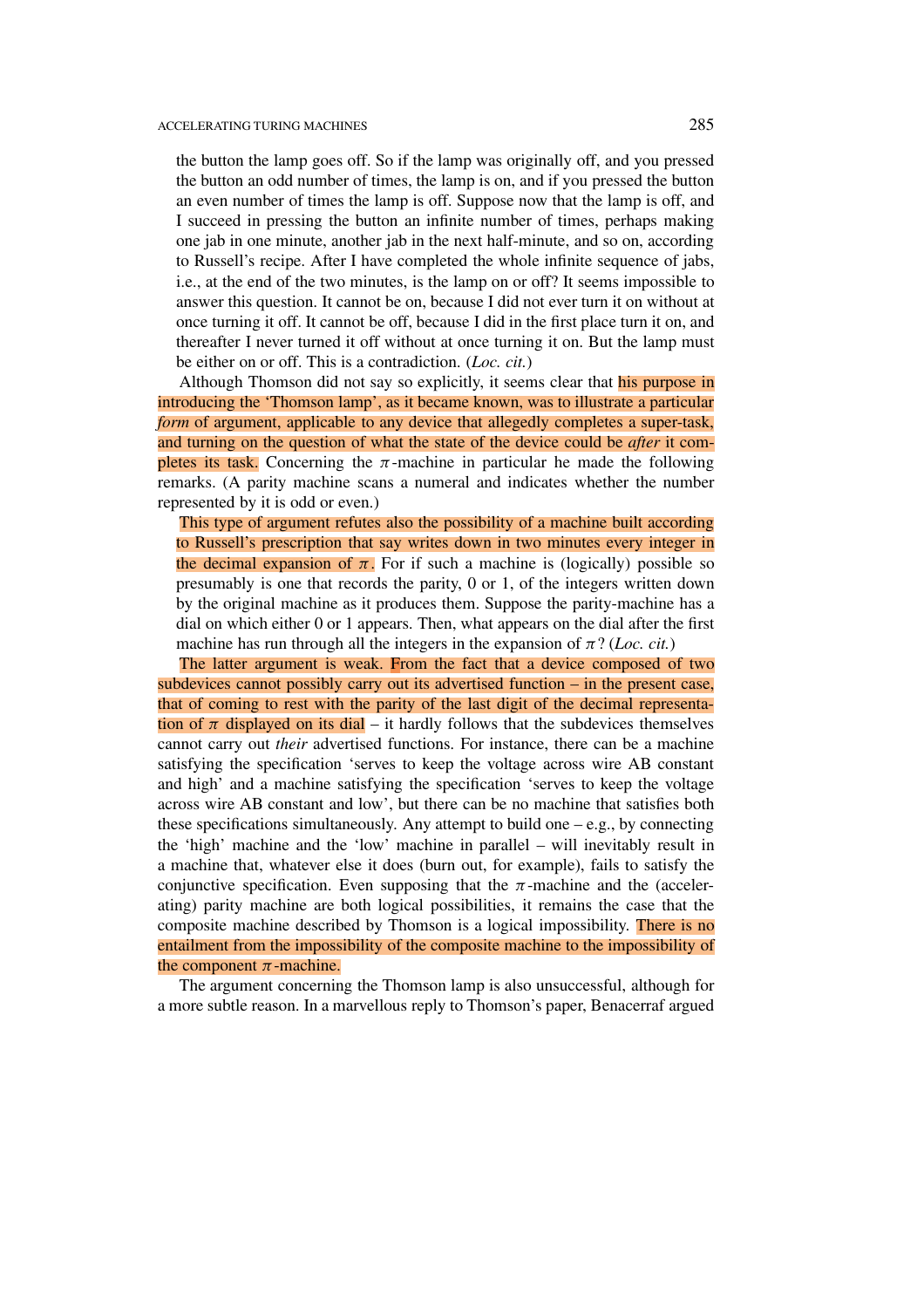the button the lamp goes off. So if the lamp was originally off, and you pressed the button an odd number of times, the lamp is on, and if you pressed the button an even number of times the lamp is off. Suppose now that the lamp is off, and I succeed in pressing the button an infinite number of times, perhaps making one jab in one minute, another jab in the next half-minute, and so on, according to Russell's recipe. After I have completed the whole infinite sequence of jabs, i.e., at the end of the two minutes, is the lamp on or off? It seems impossible to answer this question. It cannot be on, because I did not ever turn it on without at once turning it off. It cannot be off, because I did in the first place turn it on, and thereafter I never turned it off without at once turning it on. But the lamp must be either on or off. This is a contradiction. (*Loc. cit.*)

Although Thomson did not say so explicitly, it seems clear that his purpose in introducing the 'Thomson lamp', as it became known, was to illustrate a particular *form* of argument, applicable to any device that allegedly completes a super-task, and turning on the question of what the state of the device could be *after* it completes its task. Concerning the $\pi$-machine in particular he made the following remarks. (A parity machine scans a numeral and indicates whether the number represented by it is odd or even.)

> This type of argument refutes also the possibility of a machine built according to Russell's prescription that say writes down in two minutes every integer in the decimal expansion of $\pi$. For if such a machine is (logically) possible so presumably is one that records the parity, 0 or 1, of the integers written down by the original machine as it produces them. Suppose the parity-machine has a dial on which either 0 or 1 appears. Then, what appears on the dial after the first machine has run through all the integers in the expansion of $\pi$? (*Loc. cit.*)

The latter argument is weak. From the fact that a device composed of two subdevices cannot possibly carry out its advertised function – in the present case, that of coming to rest with the parity of the last digit of the decimal representation of $\pi$ displayed on its dial – it hardly follows that the subdevices themselves cannot carry out *their* advertised functions. For instance, there can be a machine satisfying the specification 'serves to keep the voltage across wire AB constant and high' and a machine satisfying the specification 'serves to keep the voltage across wire AB constant and low', but there can be no machine that satisfies both these specifications simultaneously. Any attempt to build one – e.g., by connecting the 'high' machine and the 'low' machine in parallel – will inevitably result in a machine that, whatever else it does (burn out, for example), fails to satisfy the conjunctive specification. Even supposing that the $\pi$-machine and the (accelerating) parity machine are both logical possibilities, it remains the case that the composite machine described by Thomson is a logical impossibility. There is no entailment from the impossibility of the composite machine to the impossibility of the component $\pi$-machine.

The argument concerning the Thomson lamp is also unsuccessful, although for a more subtle reason. In a marvellous reply to Thomson's paper, Benacerraf argued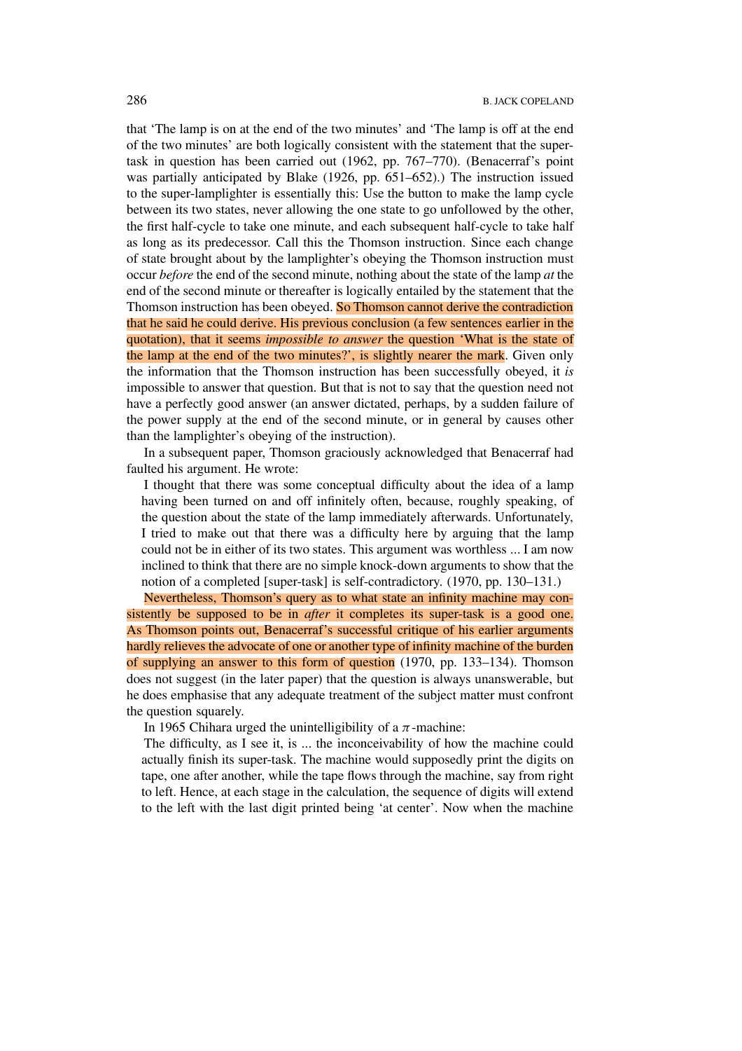that 'The lamp is on at the end of the two minutes' and 'The lamp is off at the end of the two minutes' are both logically consistent with the statement that the super-task in question has been carried out (1962, pp. 767–770). (Benacerraf's point was partially anticipated by Blake (1926, pp. 651–652).) The instruction issued to the super-lamplighter is essentially this: Use the button to make the lamp cycle between its two states, never allowing the one state to go unfollowed by the other, the first half-cycle to take one minute, and each subsequent half-cycle to take half as long as its predecessor. Call this the Thomson instruction. Since each change of state brought about by the lamplighter's obeying the Thomson instruction must occur *before* the end of the second minute, nothing about the state of the lamp *at* the end of the second minute or thereafter is logically entailed by the statement that the Thomson instruction has been obeyed. So Thomson cannot derive the contradiction that he said he could derive. His previous conclusion (a few sentences earlier in the quotation), that it seems *impossible to answer* the question 'What is the state of the lamp at the end of the two minutes?', is slightly nearer the mark. Given only the information that the Thomson instruction has been successfully obeyed, it *is* impossible to answer that question. But that is not to say that the question need not have a perfectly good answer (an answer dictated, perhaps, by a sudden failure of the power supply at the end of the second minute, or in general by causes other than the lamplighter's obeying of the instruction).

In a subsequent paper, Thomson graciously acknowledged that Benacerraf had faulted his argument. He wrote:

> I thought that there was some conceptual difficulty about the idea of a lamp having been turned on and off infinitely often, because, roughly speaking, of the question about the state of the lamp immediately afterwards. Unfortunately, I tried to make out that there was a difficulty here by arguing that the lamp could not be in either of its two states. This argument was worthless ... I am now inclined to think that there are no simple knock-down arguments to show that the notion of a completed [super-task] is self-contradictory. (1970, pp. 130–131.)

Nevertheless, Thomson's query as to what state an infinity machine may consistently be supposed to be in *after* it completes its super-task is a good one. As Thomson points out, Benacerraf's successful critique of his earlier arguments hardly relieves the advocate of one or another type of infinity machine of the burden of supplying an answer to this form of question (1970, pp. 133–134). Thomson does not suggest (in the later paper) that the question is always unanswerable, but he does emphasise that any adequate treatment of the subject matter must confront the question squarely.

In 1965 Chihara urged the unintelligibility of a $\pi$-machine:

> The difficulty, as I see it, is ... the inconceivability of how the machine could actually finish its super-task. The machine would supposedly print the digits on tape, one after another, while the tape flows through the machine, say from right to left. Hence, at each stage in the calculation, the sequence of digits will extend to the left with the last digit printed being 'at center'. Now when the machine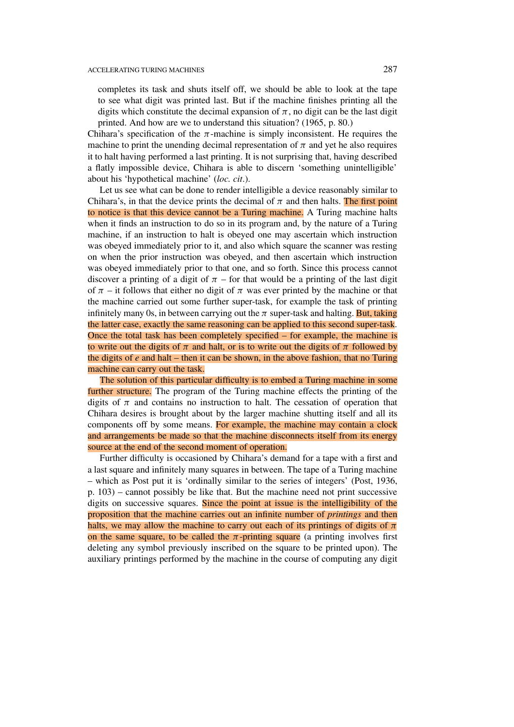completes its task and shuts itself off, we should be able to look at the tape to see what digit was printed last. But if the machine finishes printing all the digits which constitute the decimal expansion of $\pi$, no digit can be the last digit printed. And how are we to understand this situation? (1965, p. 80.)

Chihara's specification of the $\pi$-machine is simply inconsistent. He requires the machine to print the unending decimal representation of $\pi$ and yet he also requires it to halt having performed a last printing. It is not surprising that, having described a flatly impossible device, Chihara is able to discern 'something unintelligible' about his 'hypothetical machine' (*loc. cit*.).

Let us see what can be done to render intelligible a device reasonably similar to Chihara's, in that the device prints the decimal of $\pi$ and then halts. The first point to notice is that this device cannot be a Turing machine. A Turing machine halts when it finds an instruction to do so in its program and, by the nature of a Turing machine, if an instruction to halt is obeyed one may ascertain which instruction was obeyed immediately prior to it, and also which square the scanner was resting on when the prior instruction was obeyed, and then ascertain which instruction was obeyed immediately prior to that one, and so forth. Since this process cannot discover a printing of a digit of $\pi$ – for that would be a printing of the last digit of $\pi$ – it follows that either no digit of $\pi$ was ever printed by the machine or that the machine carried out some further super-task, for example the task of printing infinitely many 0s, in between carrying out the $\pi$ super-task and halting. But, taking the latter case, exactly the same reasoning can be applied to this second super-task. Once the total task has been completely specified – for example, the machine is to write out the digits of $\pi$ and halt, or is to write out the digits of $\pi$ followed by the digits of *e* and halt – then it can be shown, in the above fashion, that no Turing machine can carry out the task.

The solution of this particular difficulty is to embed a Turing machine in some further structure. The program of the Turing machine effects the printing of the digits of $\pi$ and contains no instruction to halt. The cessation of operation that Chihara desires is brought about by the larger machine shutting itself and all its components off by some means. For example, the machine may contain a clock and arrangements be made so that the machine disconnects itself from its energy source at the end of the second moment of operation.

Further difficulty is occasioned by Chihara's demand for a tape with a first and a last square and infinitely many squares in between. The tape of a Turing machine – which as Post put it is 'ordinally similar to the series of integers' (Post, 1936, p. 103) – cannot possibly be like that. But the machine need not print successive digits on successive squares. Since the point at issue is the intelligibility of the proposition that the machine carries out an infinite number of *printings* and then halts, we may allow the machine to carry out each of its printings of digits of $\pi$ on the same square, to be called the $\pi$-printing square (a printing involves first deleting any symbol previously inscribed on the square to be printed upon). The auxiliary printings performed by the machine in the course of computing any digit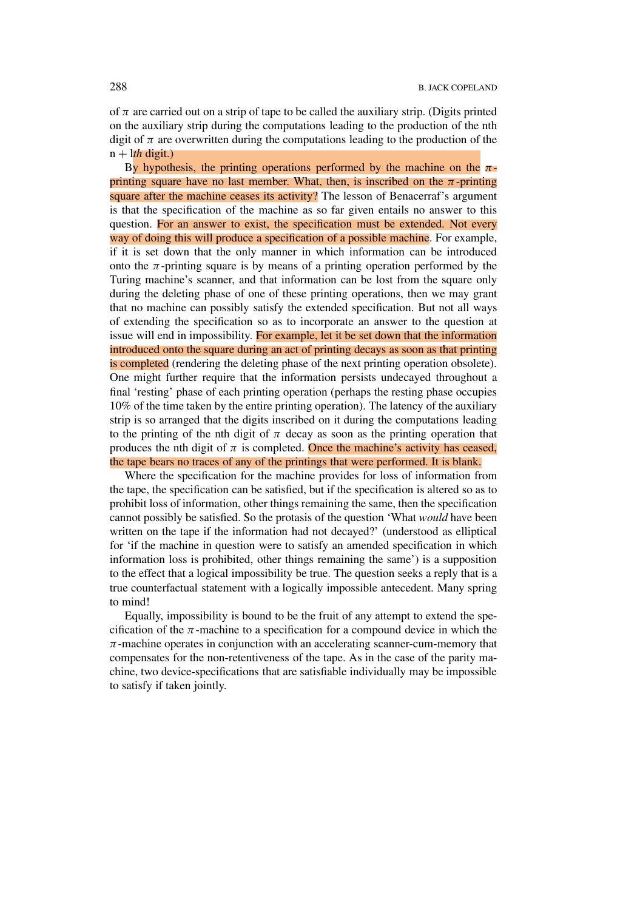of $\pi$ are carried out on a strip of tape to be called the auxiliary strip. (Digits printed on the auxiliary strip during the computations leading to the production of the nth digit of $\pi$ are overwritten during the computations leading to the production of the n + 1*th* digit.)

By hypothesis, the printing operations performed by the machine on the $\pi$-printing square have no last member. What, then, is inscribed on the $\pi$-printing square after the machine ceases its activity? The lesson of Benacerraf's argument is that the specification of the machine as so far given entails no answer to this question. For an answer to exist, the specification must be extended. Not every way of doing this will produce a specification of a possible machine. For example, if it is set down that the only manner in which information can be introduced onto the $\pi$-printing square is by means of a printing operation performed by the Turing machine's scanner, and that information can be lost from the square only during the deleting phase of one of these printing operations, then we may grant that no machine can possibly satisfy the extended specification. But not all ways of extending the specification so as to incorporate an answer to the question at issue will end in impossibility. For example, let it be set down that the information introduced onto the square during an act of printing decays as soon as that printing is completed (rendering the deleting phase of the next printing operation obsolete). One might further require that the information persists undecayed throughout a final 'resting' phase of each printing operation (perhaps the resting phase occupies 10% of the time taken by the entire printing operation). The latency of the auxiliary strip is so arranged that the digits inscribed on it during the computations leading to the printing of the nth digit of $\pi$ decay as soon as the printing operation that produces the nth digit of $\pi$ is completed. Once the machine's activity has ceased, the tape bears no traces of any of the printings that were performed. It is blank.

Where the specification for the machine provides for loss of information from the tape, the specification can be satisfied, but if the specification is altered so as to prohibit loss of information, other things remaining the same, then the specification cannot possibly be satisfied. So the protasis of the question 'What *would* have been written on the tape if the information had not decayed?' (understood as elliptical for 'if the machine in question were to satisfy an amended specification in which information loss is prohibited, other things remaining the same') is a supposition to the effect that a logical impossibility be true. The question seeks a reply that is a true counterfactual statement with a logically impossible antecedent. Many spring to mind!

Equally, impossibility is bound to be the fruit of any attempt to extend the specification of the $\pi$-machine to a specification for a compound device in which the $\pi$-machine operates in conjunction with an accelerating scanner-cum-memory that compensates for the non-retentiveness of the tape. As in the case of the parity machine, two device-specifications that are satisfiable individually may be impossible to satisfy if taken jointly.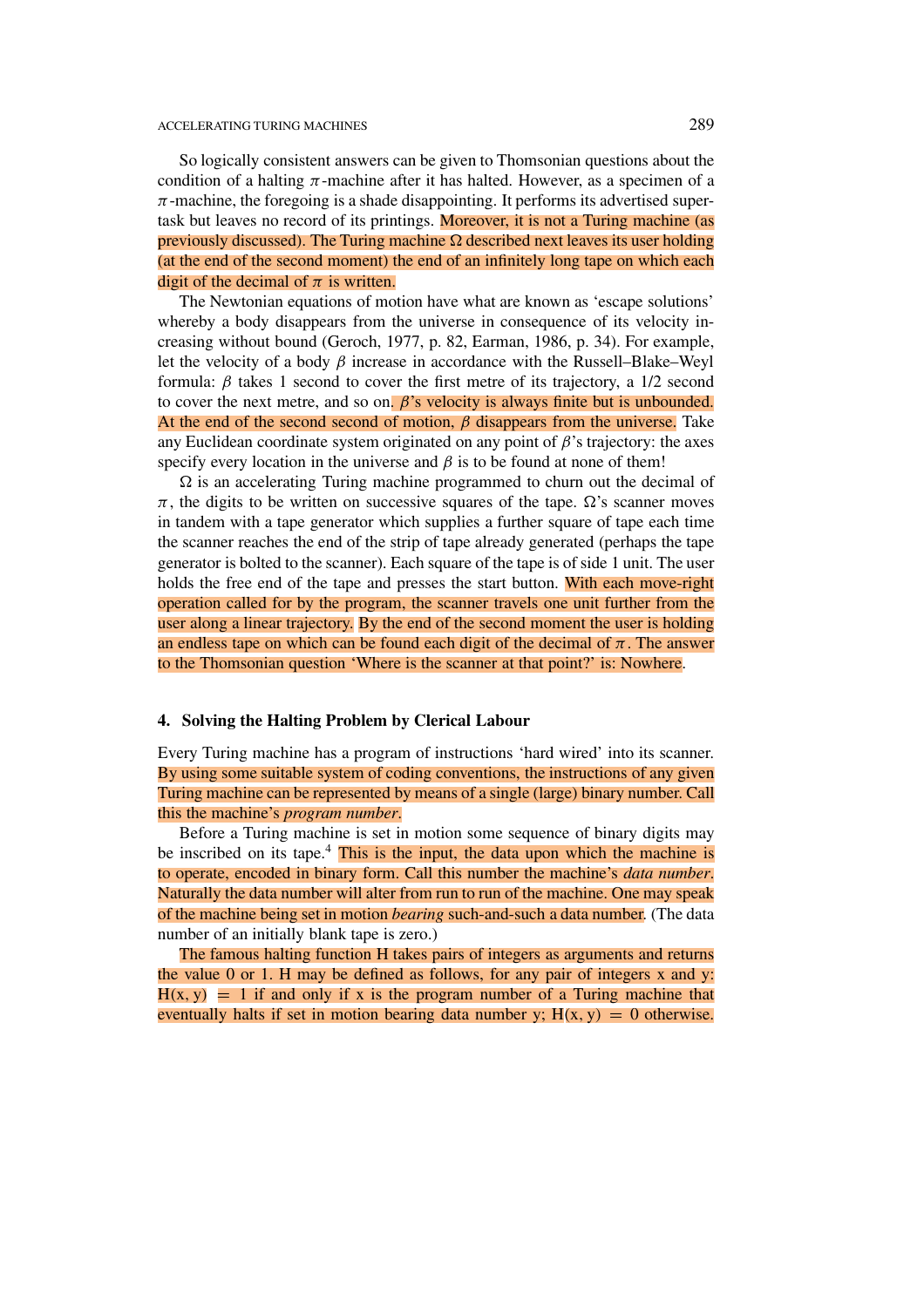So logically consistent answers can be given to Thomsonian questions about the condition of a halting $\pi$-machine after it has halted. However, as a specimen of a $\pi$-machine, the foregoing is a shade disappointing. It performs its advertised supertask but leaves no record of its printings. Moreover, it is not a Turing machine (as previously discussed). The Turing machine $\Omega$ described next leaves its user holding (at the end of the second moment) the end of an infinitely long tape on which each digit of the decimal of $\pi$ is written.

The Newtonian equations of motion have what are known as 'escape solutions' whereby a body disappears from the universe in consequence of its velocity increasing without bound (Geroch, 1977, p. 82, Earman, 1986, p. 34). For example, let the velocity of a body $\beta$ increase in accordance with the Russell–Blake–Weyl formula: $\beta$ takes 1 second to cover the first metre of its trajectory, a 1/2 second to cover the next metre, and so on. $\beta$'s velocity is always finite but is unbounded. At the end of the second second of motion, $\beta$ disappears from the universe. Take any Euclidean coordinate system originated on any point of $\beta$'s trajectory: the axes specify every location in the universe and $\beta$ is to be found at none of them!

$\Omega$ is an accelerating Turing machine programmed to churn out the decimal of $\pi$, the digits to be written on successive squares of the tape. $\Omega$'s scanner moves in tandem with a tape generator which supplies a further square of tape each time the scanner reaches the end of the strip of tape already generated (perhaps the tape generator is bolted to the scanner). Each square of the tape is of side 1 unit. The user holds the free end of the tape and presses the start button. With each move-right operation called for by the program, the scanner travels one unit further from the user along a linear trajectory. By the end of the second moment the user is holding an endless tape on which can be found each digit of the decimal of $\pi$. The answer to the Thomsonian question 'Where is the scanner at that point?' is: Nowhere.

## 4. Solving the Halting Problem by Clerical Labour

Every Turing machine has a program of instructions 'hard wired' into its scanner. By using some suitable system of coding conventions, the instructions of any given Turing machine can be represented by means of a single (large) binary number. Call this the machine's *program number*.

Before a Turing machine is set in motion some sequence of binary digits may be inscribed on its tape.[4] This is the input, the data upon which the machine is to operate, encoded in binary form. Call this number the machine's *data number*. Naturally the data number will alter from run to run of the machine. One may speak of the machine being set in motion *bearing* such-and-such a data number. (The data number of an initially blank tape is zero.)

The famous halting function H takes pairs of integers as arguments and returns the value 0 or 1. H may be defined as follows, for any pair of integers x and y: H(x, y) = 1 if and only if x is the program number of a Turing machine that eventually halts if set in motion bearing data number y; H(x, y) = 0 otherwise.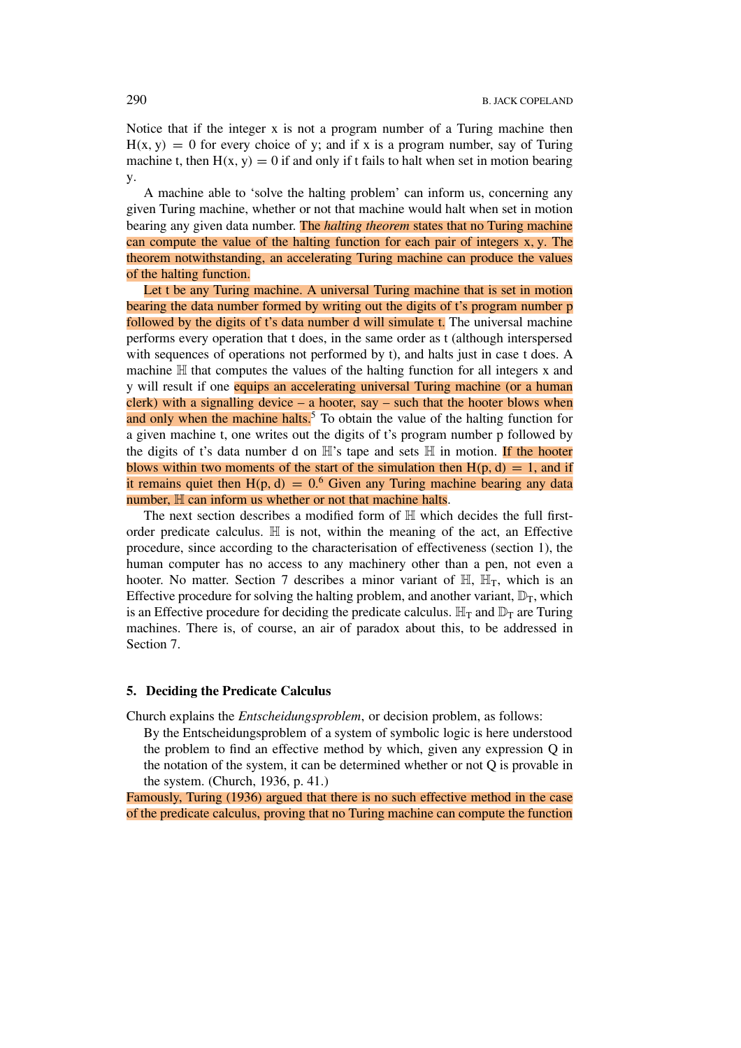Notice that if the integer x is not a program number of a Turing machine then $H(x, y) = 0$ for every choice of y; and if x is a program number, say of Turing machine t, then $H(x, y) = 0$ if and only if t fails to halt when set in motion bearing y.

A machine able to 'solve the halting problem' can inform us, concerning any given Turing machine, whether or not that machine would halt when set in motion bearing any given data number. The *halting theorem* states that no Turing machine can compute the value of the halting function for each pair of integers x, y. The theorem notwithstanding, an accelerating Turing machine can produce the values of the halting function.

Let t be any Turing machine. A universal Turing machine that is set in motion bearing the data number formed by writing out the digits of t's program number p followed by the digits of t's data number d will simulate t. The universal machine performs every operation that t does, in the same order as t (although interspersed with sequences of operations not performed by t), and halts just in case t does. A machine $\mathbb{H}$ that computes the values of the halting function for all integers x and y will result if one equips an accelerating universal Turing machine (or a human clerk) with a signalling device – a hooter, say – such that the hooter blows when and only when the machine halts.[5] To obtain the value of the halting function for a given machine t, one writes out the digits of t's program number p followed by the digits of t's data number d on $\mathbb{H}$'s tape and sets $\mathbb{H}$ in motion. If the hooter blows within two moments of the start of the simulation then $H(p, d) = 1$, and if it remains quiet then $H(p, d) = 0$.[6] Given any Turing machine bearing any data number, $\mathbb{H}$ can inform us whether or not that machine halts.

The next section describes a modified form of $\mathbb{H}$ which decides the full first-order predicate calculus. $\mathbb{H}$ is not, within the meaning of the act, an Effective procedure, since according to the characterisation of effectiveness (section 1), the human computer has no access to any machinery other than a pen, not even a hooter. No matter. Section 7 describes a minor variant of $\mathbb{H}$, $\mathbb{H}_T$, which is an Effective procedure for solving the halting problem, and another variant, $\mathbb{D}_T$, which is an Effective procedure for deciding the predicate calculus. $\mathbb{H}_T$ and $\mathbb{D}_T$ are Turing machines. There is, of course, an air of paradox about this, to be addressed in Section 7.

## 5. Deciding the Predicate Calculus

Church explains the *Entscheidungsproblem*, or decision problem, as follows:

> By the Entscheidungsproblem of a system of symbolic logic is here understood the problem to find an effective method by which, given any expression Q in the notation of the system, it can be determined whether or not Q is provable in the system. (Church, 1936, p. 41.)

Famously, Turing (1936) argued that there is no such effective method in the case of the predicate calculus, proving that no Turing machine can compute the function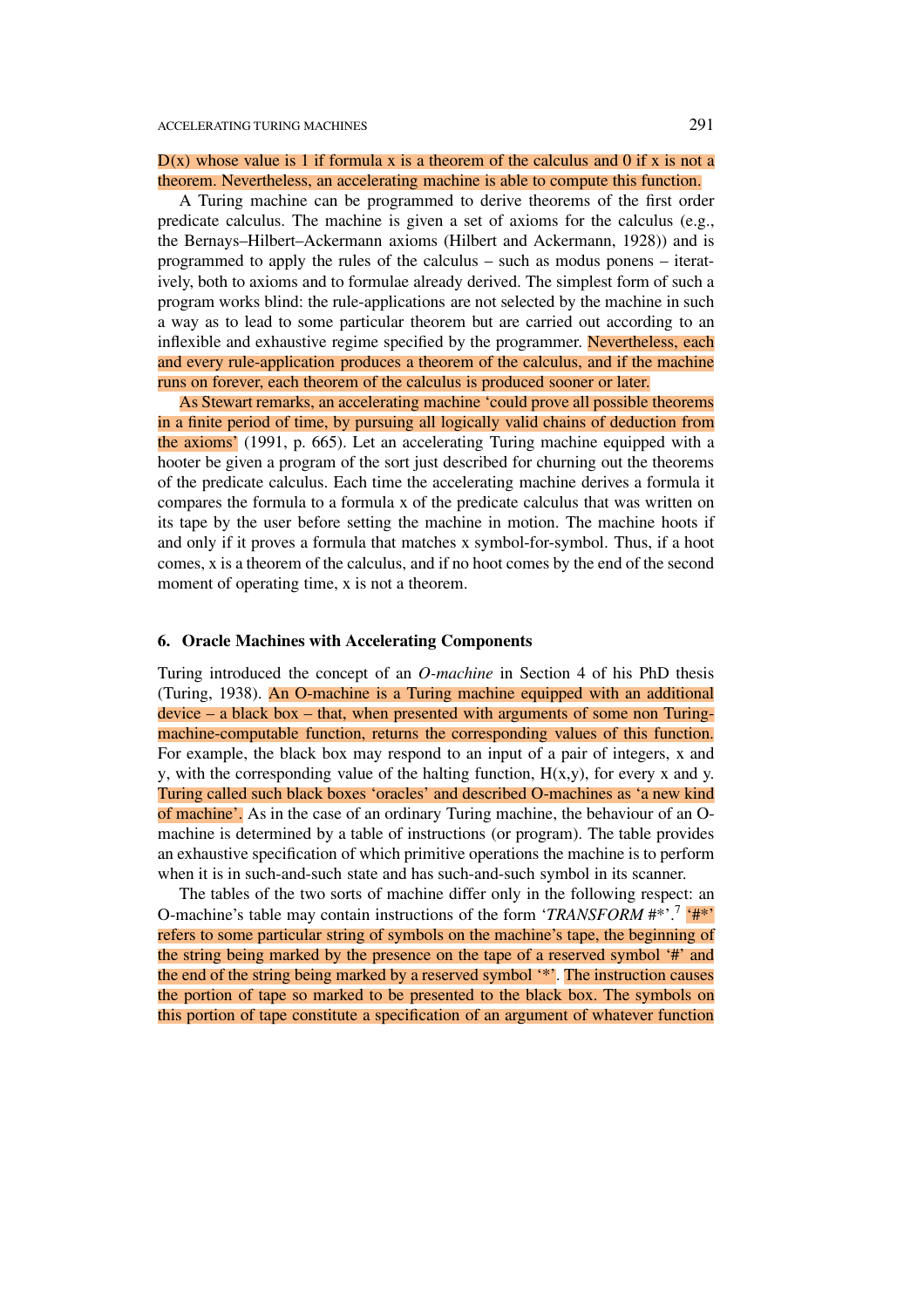D(x) whose value is 1 if formula x is a theorem of the calculus and 0 if x is not a theorem. Nevertheless, an accelerating machine is able to compute this function.

A Turing machine can be programmed to derive theorems of the first order predicate calculus. The machine is given a set of axioms for the calculus (e.g., the Bernays–Hilbert–Ackermann axioms (Hilbert and Ackermann, 1928)) and is programmed to apply the rules of the calculus – such as modus ponens – iteratively, both to axioms and to formulae already derived. The simplest form of such a program works blind: the rule-applications are not selected by the machine in such a way as to lead to some particular theorem but are carried out according to an inflexible and exhaustive regime specified by the programmer. Nevertheless, each and every rule-application produces a theorem of the calculus, and if the machine runs on forever, each theorem of the calculus is produced sooner or later.

As Stewart remarks, an accelerating machine 'could prove all possible theorems in a finite period of time, by pursuing all logically valid chains of deduction from the axioms' (1991, p. 665). Let an accelerating Turing machine equipped with a hooter be given a program of the sort just described for churning out the theorems of the predicate calculus. Each time the accelerating machine derives a formula it compares the formula to a formula x of the predicate calculus that was written on its tape by the user before setting the machine in motion. The machine hoots if and only if it proves a formula that matches x symbol-for-symbol. Thus, if a hoot comes, x is a theorem of the calculus, and if no hoot comes by the end of the second moment of operating time, x is not a theorem.

## 6. Oracle Machines with Accelerating Components

Turing introduced the concept of an *O-machine* in Section 4 of his PhD thesis (Turing, 1938). An O-machine is a Turing machine equipped with an additional device – a black box – that, when presented with arguments of some non Turing-machine-computable function, returns the corresponding values of this function. For example, the black box may respond to an input of a pair of integers, x and y, with the corresponding value of the halting function, H(x,y), for every x and y. Turing called such black boxes 'oracles' and described O-machines as 'a new kind of machine'. As in the case of an ordinary Turing machine, the behaviour of an O-machine is determined by a table of instructions (or program). The table provides an exhaustive specification of which primitive operations the machine is to perform when it is in such-and-such state and has such-and-such symbol in its scanner.

The tables of the two sorts of machine differ only in the following respect: an O-machine's table may contain instructions of the form '*TRANSFORM* #*'.[7] '#*' refers to some particular string of symbols on the machine's tape, the beginning of the string being marked by the presence on the tape of a reserved symbol '#' and the end of the string being marked by a reserved symbol '*'. The instruction causes the portion of tape so marked to be presented to the black box. The symbols on this portion of tape constitute a specification of an argument of whatever function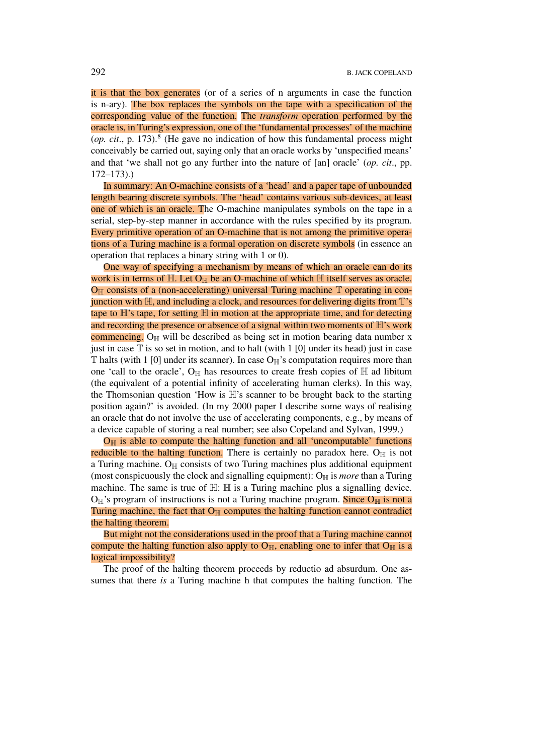it is that the box generates (or of a series of n arguments in case the function is n-ary). The box replaces the symbols on the tape with a specification of the corresponding value of the function. The *transform* operation performed by the oracle is, in Turing's expression, one of the 'fundamental processes' of the machine (*op. cit.*, p. 173).[8] (He gave no indication of how this fundamental process might conceivably be carried out, saying only that an oracle works by 'unspecified means' and that 'we shall not go any further into the nature of [an] oracle' (*op. cit.*, pp. 172–173).)

In summary: An O-machine consists of a 'head' and a paper tape of unbounded length bearing discrete symbols. The 'head' contains various sub-devices, at least one of which is an oracle. The O-machine manipulates symbols on the tape in a serial, step-by-step manner in accordance with the rules specified by its program. Every primitive operation of an O-machine that is not among the primitive operations of a Turing machine is a formal operation on discrete symbols (in essence an operation that replaces a binary string with 1 or 0).

One way of specifying a mechanism by means of which an oracle can do its work is in terms of $\mathbb{H}$. Let $O_{\mathbb{H}}$ be an O-machine of which $\mathbb{H}$ itself serves as oracle. $O_{\mathbb{H}}$ consists of a (non-accelerating) universal Turing machine $\mathbb{T}$ operating in conjunction with $\mathbb{H}$, and including a clock, and resources for delivering digits from $\mathbb{T}$'s tape to $\mathbb{H}$'s tape, for setting $\mathbb{H}$ in motion at the appropriate time, and for detecting and recording the presence or absence of a signal within two moments of $\mathbb{H}$'s work commencing. $O_{\mathbb{H}}$ will be described as being set in motion bearing data number x just in case $\mathbb{T}$ is so set in motion, and to halt (with 1 [0] under its head) just in case $\mathbb{T}$ halts (with 1 [0] under its scanner). In case $O_{\mathbb{H}}$'s computation requires more than one 'call to the oracle', $O_{\mathbb{H}}$ has resources to create fresh copies of $\mathbb{H}$ ad libitum (the equivalent of a potential infinity of accelerating human clerks). In this way, the Thomsonian question 'How is $\mathbb{H}$'s scanner to be brought back to the starting position again?' is avoided. (In my 2000 paper I describe some ways of realising an oracle that do not involve the use of accelerating components, e.g., by means of a device capable of storing a real number; see also Copeland and Sylvan, 1999.)

$O_{\mathbb{H}}$ is able to compute the halting function and all 'uncomputable' functions reducible to the halting function. There is certainly no paradox here. $O_{\mathbb{H}}$ is not a Turing machine. $O_{\mathbb{H}}$ consists of two Turing machines plus additional equipment (most conspicuously the clock and signalling equipment): $O_{\mathbb{H}}$ is *more* than a Turing machine. The same is true of $\mathbb{H}$: $\mathbb{H}$ is a Turing machine plus a signalling device. $O_{\mathbb{H}}$'s program of instructions is not a Turing machine program. Since $O_{\mathbb{H}}$ is not a Turing machine, the fact that $O_{\mathbb{H}}$ computes the halting function cannot contradict the halting theorem.

But might not the considerations used in the proof that a Turing machine cannot compute the halting function also apply to $O_{\mathbb{H}}$, enabling one to infer that $O_{\mathbb{H}}$ is a logical impossibility?

The proof of the halting theorem proceeds by reductio ad absurdum. One assumes that there *is* a Turing machine h that computes the halting function. The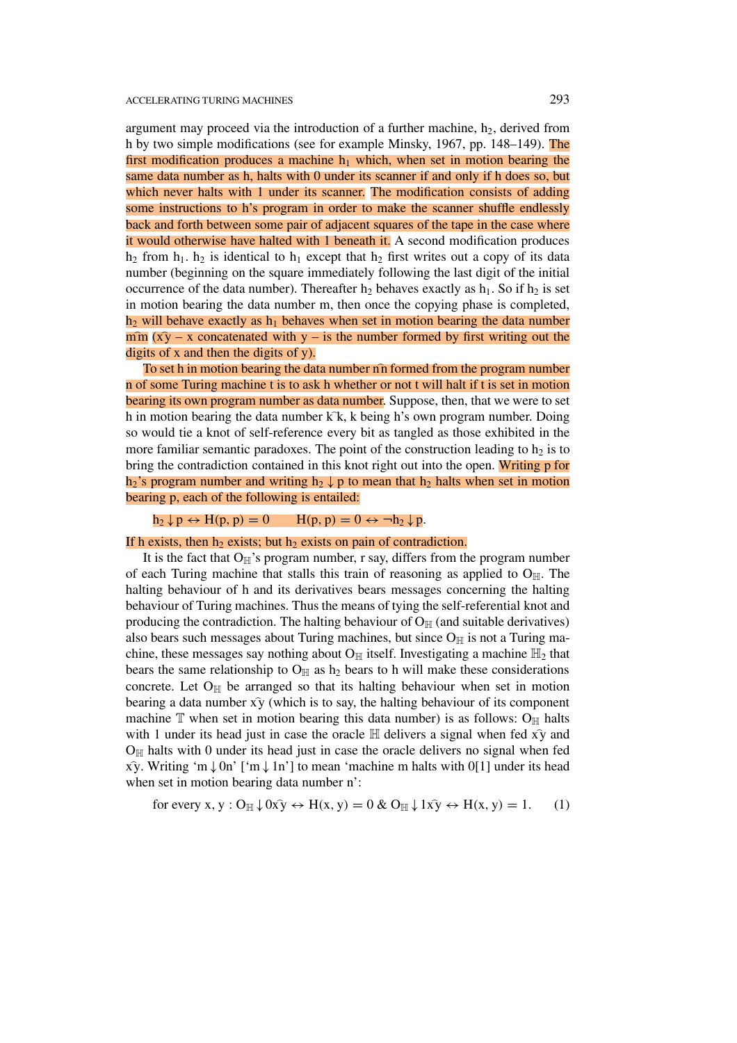argument may proceed via the introduction of a further machine, $h_2$, derived from h by two simple modifications (see for example Minsky, 1967, pp. 148–149). The first modification produces a machine $h_1$ which, when set in motion bearing the same data number as h, halts with 0 under its scanner if and only if h does so, but which never halts with 1 under its scanner. The modification consists of adding some instructions to h's program in order to make the scanner shuffle endlessly back and forth between some pair of adjacent squares of the tape in the case where it would otherwise have halted with 1 beneath it. A second modification produces $h_2$ from $h_1$. $h_2$ is identical to $h_1$ except that $h_2$ first writes out a copy of its data number (beginning on the square immediately following the last digit of the initial occurrence of the data number). Thereafter $h_2$ behaves exactly as $h_1$. So if $h_2$ is set in motion bearing the data number m, then once the copying phase is completed, $h_2$ will behave exactly as $h_1$ behaves when set in motion bearing the data number $m\widehat{\ }m$ ($x\widehat{\ }y$ – x concatenated with y – is the number formed by first writing out the digits of x and then the digits of y).

To set h in motion bearing the data number $n\widehat{\ }n$ formed from the program number n of some Turing machine t is to ask h whether or not t will halt if t is set in motion bearing its own program number as data number. Suppose, then, that we were to set h in motion bearing the data number $k\widehat{\ }k$, k being h's own program number. Doing so would tie a knot of self-reference every bit as tangled as those exhibited in the more familiar semantic paradoxes. The point of the construction leading to $h_2$ is to bring the contradiction contained in this knot right out into the open. Writing p for $h_2$'s program number and writing $h_2 \downarrow p$ to mean that $h_2$ halts when set in motion bearing p, each of the following is entailed:

$$h_2 \downarrow p \leftrightarrow H(p, p) = 0 \qquad H(p, p) = 0 \leftrightarrow \neg h_2 \downarrow p.$$

If h exists, then $h_2$ exists; but $h_2$ exists on pain of contradiction.

It is the fact that $O_{\mathbb{H}}$'s program number, r say, differs from the program number of each Turing machine that stalls this train of reasoning as applied to $O_{\mathbb{H}}$. The halting behaviour of h and its derivatives bears messages concerning the halting behaviour of Turing machines. Thus the means of tying the self-referential knot and producing the contradiction. The halting behaviour of $O_{\mathbb{H}}$ (and suitable derivatives) also bears such messages about Turing machines, but since $O_{\mathbb{H}}$ is not a Turing machine, these messages say nothing about $O_{\mathbb{H}}$ itself. Investigating a machine $\mathbb{H}_2$ that bears the same relationship to $O_{\mathbb{H}}$ as $h_2$ bears to h will make these considerations concrete. Let $O_{\mathbb{H}}$ be arranged so that its halting behaviour when set in motion bearing a data number $x\widehat{\ }y$ (which is to say, the halting behaviour of its component machine $\mathbb{T}$ when set in motion bearing this data number) is as follows: $O_{\mathbb{H}}$ halts with 1 under its head just in case the oracle $\mathbb{H}$ delivers a signal when fed $x\widehat{\ }y$ and $O_{\mathbb{H}}$ halts with 0 under its head just in case the oracle delivers no signal when fed $x\widehat{\ }y$. Writing '$m \downarrow 0n$' ['$m \downarrow 1n$'] to mean 'machine m halts with 0[1] under its head when set in motion bearing data number n':

$$\text{for every } x, y : O_{\mathbb{H}} \downarrow 0x\widehat{\ }y \leftrightarrow H(x, y) = 0 \;\&\; O_{\mathbb{H}} \downarrow 1x\widehat{\ }y \leftrightarrow H(x, y) = 1. \qquad (1)$$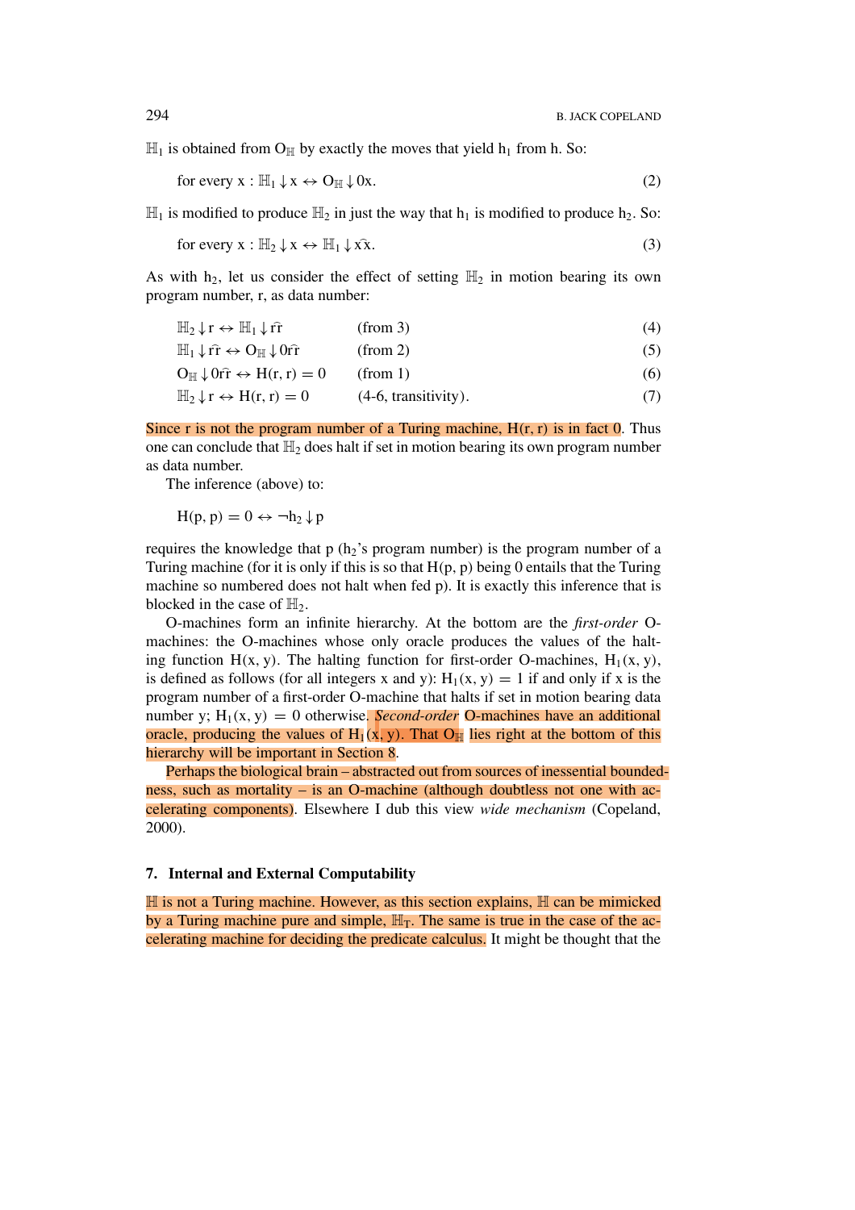$\mathbb{H}_1$ is obtained from $O_{\mathbb{H}}$ by exactly the moves that yield $h_1$ from h. So:

$$\text{for every x} : \mathbb{H}_1 \downarrow x \leftrightarrow O_{\mathbb{H}} \downarrow 0x. \tag{2}$$

$\mathbb{H}_1$ is modified to produce $\mathbb{H}_2$ in just the way that $h_1$ is modified to produce $h_2$. So:

$$\text{for every x} : \mathbb{H}_2 \downarrow x \leftrightarrow \mathbb{H}_1 \downarrow x\widehat{x}. \tag{3}$$

As with $h_2$, let us consider the effect of setting $\mathbb{H}_2$ in motion bearing its own program number, r, as data number:

$$\mathbb{H}_2 \downarrow r \leftrightarrow \mathbb{H}_1 \downarrow r\widehat{r} \qquad \text{(from 3)} \tag{4}$$

$$\mathbb{H}_1 \downarrow r\widehat{r} \leftrightarrow O_{\mathbb{H}} \downarrow 0r\widehat{r} \qquad \text{(from 2)} \tag{5}$$

$$O_{\mathbb{H}} \downarrow 0r\widehat{r} \leftrightarrow H(r, r) = 0 \qquad \text{(from 1)} \tag{6}$$

$$\mathbb{H}_2 \downarrow r \leftrightarrow H(r, r) = 0 \qquad \text{(4-6, transitivity)}. \tag{7}$$

Since r is not the program number of a Turing machine, H(r, r) is in fact 0. Thus one can conclude that $\mathbb{H}_2$ does halt if set in motion bearing its own program number as data number.

The inference (above) to:

$$H(p, p) = 0 \leftrightarrow \neg h_2 \downarrow p$$

requires the knowledge that p ($h_2$'s program number) is the program number of a Turing machine (for it is only if this is so that H(p, p) being 0 entails that the Turing machine so numbered does not halt when fed p). It is exactly this inference that is blocked in the case of $\mathbb{H}_2$.

O-machines form an infinite hierarchy. At the bottom are the *first-order* O-machines: the O-machines whose only oracle produces the values of the halting function H(x, y). The halting function for first-order O-machines, $H_1(x, y)$, is defined as follows (for all integers x and y): $H_1(x, y) = 1$ if and only if x is the program number of a first-order O-machine that halts if set in motion bearing data number y; $H_1(x, y) = 0$ otherwise. *Second-order* O-machines have an additional oracle, producing the values of $H_1(x, y)$. That $O_{\mathbb{H}}$ lies right at the bottom of this hierarchy will be important in Section 8.

Perhaps the biological brain – abstracted out from sources of inessential boundedness, such as mortality – is an O-machine (although doubtless not one with accelerating components). Elsewhere I dub this view *wide mechanism* (Copeland, 2000).

## 7. Internal and External Computability

$\mathbb{H}$ is not a Turing machine. However, as this section explains, $\mathbb{H}$ can be mimicked by a Turing machine pure and simple, $\mathbb{H}_T$. The same is true in the case of the accelerating machine for deciding the predicate calculus. It might be thought that the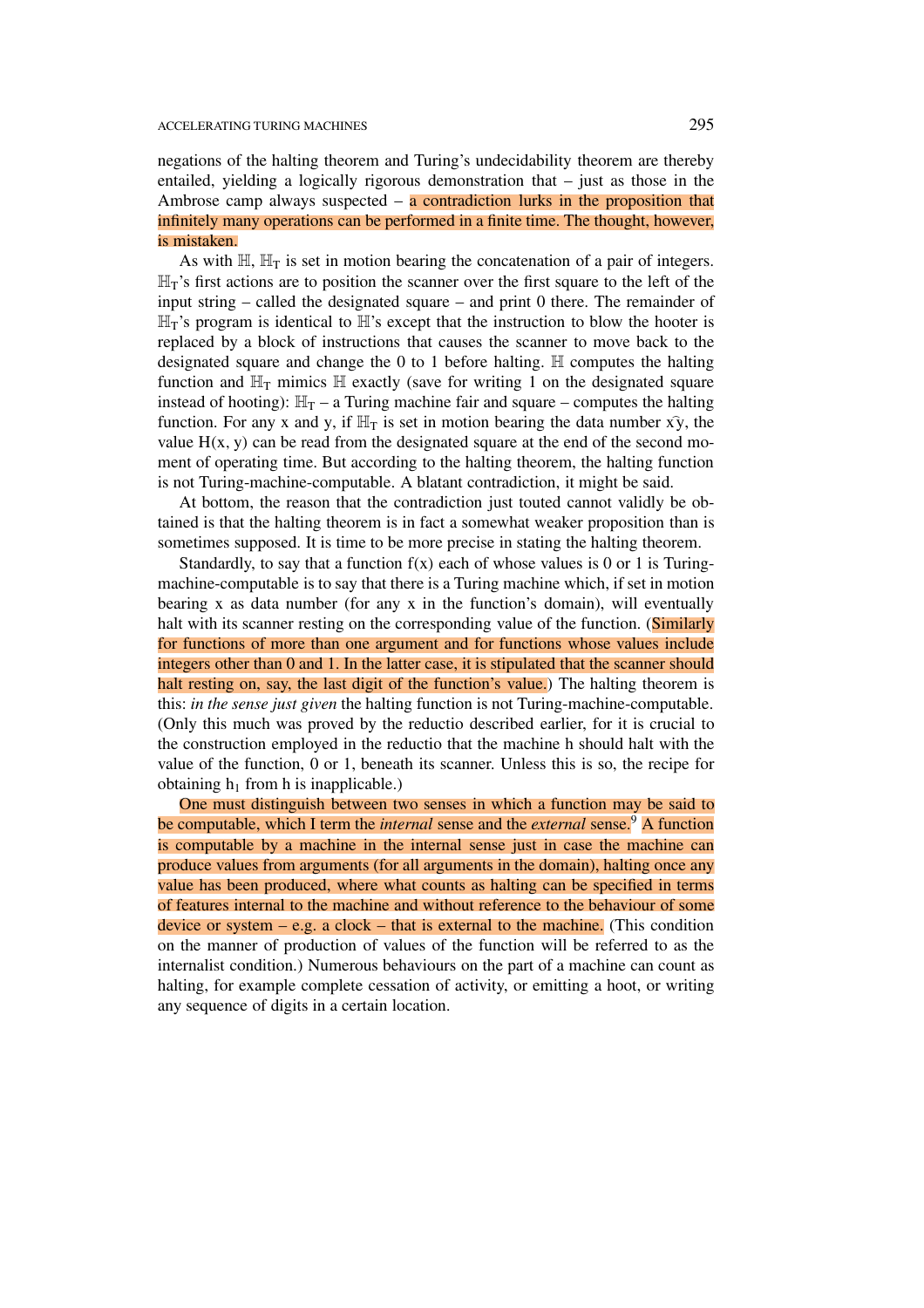negations of the halting theorem and Turing's undecidability theorem are thereby entailed, yielding a logically rigorous demonstration that – just as those in the Ambrose camp always suspected – a contradiction lurks in the proposition that infinitely many operations can be performed in a finite time. The thought, however, is mistaken.

As with $\mathbb{H}$, $\mathbb{H}_T$ is set in motion bearing the concatenation of a pair of integers. $\mathbb{H}_T$'s first actions are to position the scanner over the first square to the left of the input string – called the designated square – and print 0 there. The remainder of $\mathbb{H}_T$'s program is identical to $\mathbb{H}$'s except that the instruction to blow the hooter is replaced by a block of instructions that causes the scanner to move back to the designated square and change the 0 to 1 before halting. $\mathbb{H}$ computes the halting function and $\mathbb{H}_T$ mimics $\mathbb{H}$ exactly (save for writing 1 on the designated square instead of hooting): $\mathbb{H}_T$ – a Turing machine fair and square – computes the halting function. For any x and y, if $\mathbb{H}_T$ is set in motion bearing the data number $x\hat{y}$, the value H(x, y) can be read from the designated square at the end of the second moment of operating time. But according to the halting theorem, the halting function is not Turing-machine-computable. A blatant contradiction, it might be said.

At bottom, the reason that the contradiction just touted cannot validly be obtained is that the halting theorem is in fact a somewhat weaker proposition than is sometimes supposed. It is time to be more precise in stating the halting theorem.

Standardly, to say that a function f(x) each of whose values is 0 or 1 is Turing-machine-computable is to say that there is a Turing machine which, if set in motion bearing x as data number (for any x in the function's domain), will eventually halt with its scanner resting on the corresponding value of the function. (Similarly for functions of more than one argument and for functions whose values include integers other than 0 and 1. In the latter case, it is stipulated that the scanner should halt resting on, say, the last digit of the function's value.) The halting theorem is this: *in the sense just given* the halting function is not Turing-machine-computable. (Only this much was proved by the reductio described earlier, for it is crucial to the construction employed in the reductio that the machine h should halt with the value of the function, 0 or 1, beneath its scanner. Unless this is so, the recipe for obtaining $h_1$ from h is inapplicable.)

One must distinguish between two senses in which a function may be said to be computable, which I term the *internal* sense and the *external* sense.[9] A function is computable by a machine in the internal sense just in case the machine can produce values from arguments (for all arguments in the domain), halting once any value has been produced, where what counts as halting can be specified in terms of features internal to the machine and without reference to the behaviour of some device or system – e.g. a clock – that is external to the machine. (This condition on the manner of production of values of the function will be referred to as the internalist condition.) Numerous behaviours on the part of a machine can count as halting, for example complete cessation of activity, or emitting a hoot, or writing any sequence of digits in a certain location.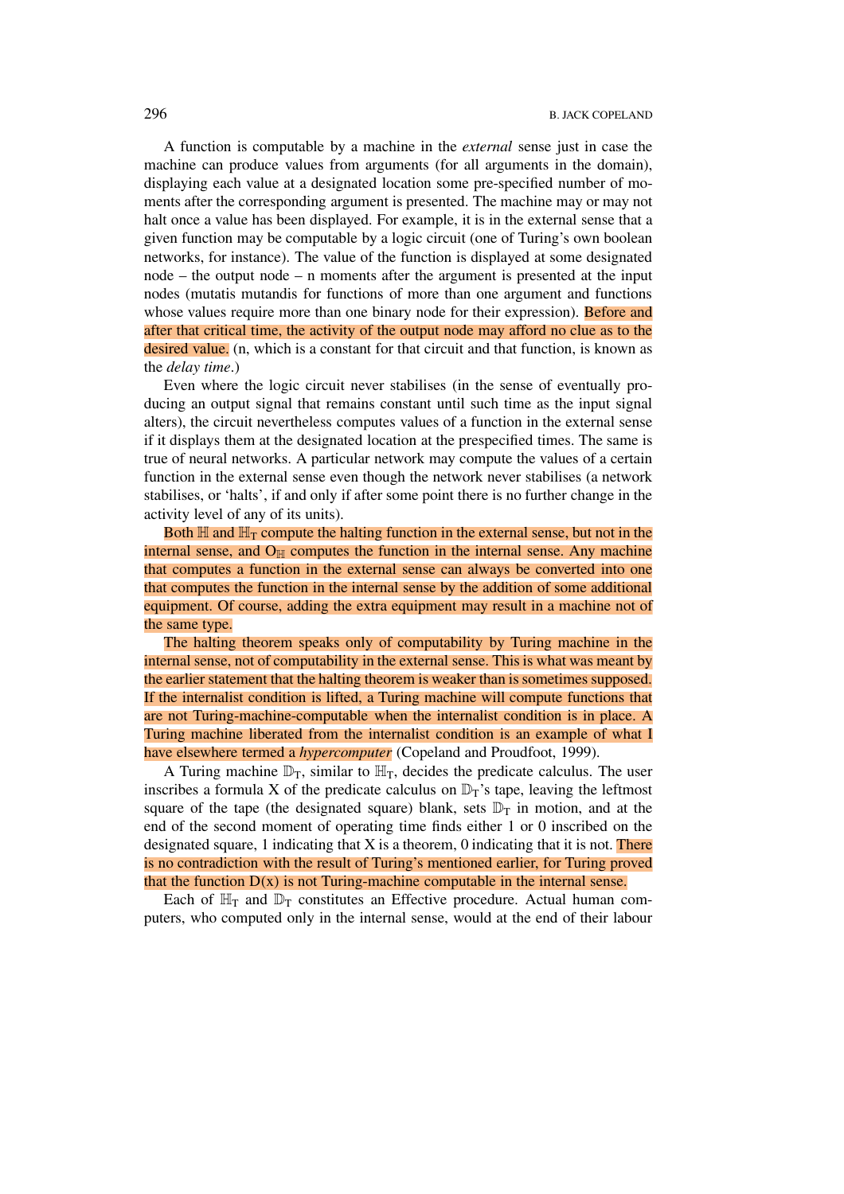A function is computable by a machine in the *external* sense just in case the machine can produce values from arguments (for all arguments in the domain), displaying each value at a designated location some pre-specified number of moments after the corresponding argument is presented. The machine may or may not halt once a value has been displayed. For example, it is in the external sense that a given function may be computable by a logic circuit (one of Turing's own boolean networks, for instance). The value of the function is displayed at some designated node – the output node – n moments after the argument is presented at the input nodes (mutatis mutandis for functions of more than one argument and functions whose values require more than one binary node for their expression). Before and after that critical time, the activity of the output node may afford no clue as to the desired value. (n, which is a constant for that circuit and that function, is known as the *delay time*.)

Even where the logic circuit never stabilises (in the sense of eventually producing an output signal that remains constant until such time as the input signal alters), the circuit nevertheless computes values of a function in the external sense if it displays them at the designated location at the prespecified times. The same is true of neural networks. A particular network may compute the values of a certain function in the external sense even though the network never stabilises (a network stabilises, or 'halts', if and only if after some point there is no further change in the activity level of any of its units).

Both $\mathbb{H}$ and $\mathbb{H}_T$ compute the halting function in the external sense, but not in the internal sense, and $O_{\mathbb{H}}$ computes the function in the internal sense. Any machine that computes a function in the external sense can always be converted into one that computes the function in the internal sense by the addition of some additional equipment. Of course, adding the extra equipment may result in a machine not of the same type.

The halting theorem speaks only of computability by Turing machine in the internal sense, not of computability in the external sense. This is what was meant by the earlier statement that the halting theorem is weaker than is sometimes supposed. If the internalist condition is lifted, a Turing machine will compute functions that are not Turing-machine-computable when the internalist condition is in place. A Turing machine liberated from the internalist condition is an example of what I have elsewhere termed a *hypercomputer* (Copeland and Proudfoot, 1999).

A Turing machine $\mathbb{D}_T$, similar to $\mathbb{H}_T$, decides the predicate calculus. The user inscribes a formula X of the predicate calculus on $\mathbb{D}_T$'s tape, leaving the leftmost square of the tape (the designated square) blank, sets $\mathbb{D}_T$ in motion, and at the end of the second moment of operating time finds either 1 or 0 inscribed on the designated square, 1 indicating that X is a theorem, 0 indicating that it is not. There is no contradiction with the result of Turing's mentioned earlier, for Turing proved that the function D(x) is not Turing-machine computable in the internal sense.

Each of $\mathbb{H}_T$ and $\mathbb{D}_T$ constitutes an Effective procedure. Actual human computers, who computed only in the internal sense, would at the end of their labour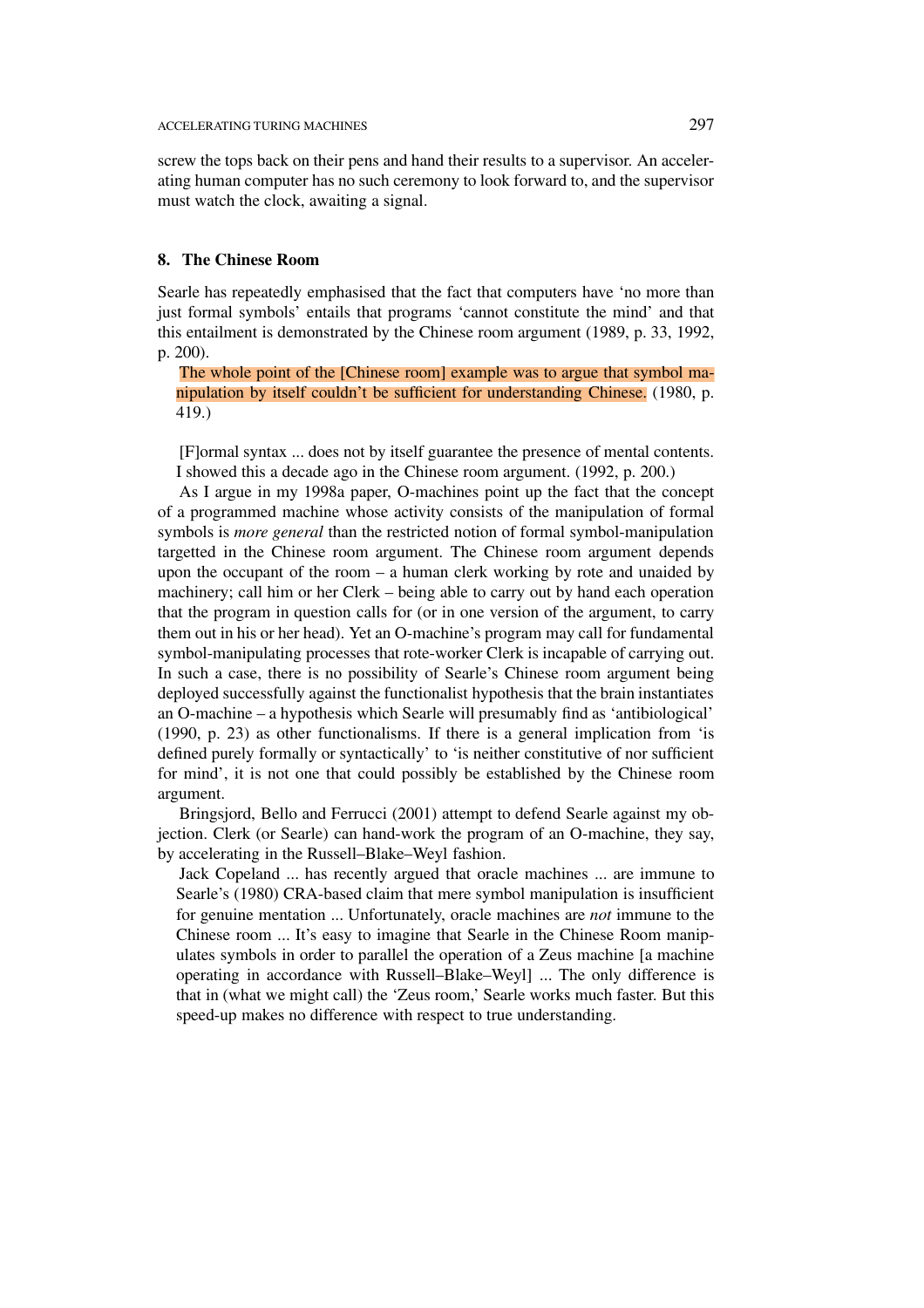screw the tops back on their pens and hand their results to a supervisor. An accelerating human computer has no such ceremony to look forward to, and the supervisor must watch the clock, awaiting a signal.

## 8. The Chinese Room

Searle has repeatedly emphasised that the fact that computers have 'no more than just formal symbols' entails that programs 'cannot constitute the mind' and that this entailment is demonstrated by the Chinese room argument (1989, p. 33, 1992, p. 200).

> The whole point of the [Chinese room] example was to argue that symbol manipulation by itself couldn't be sufficient for understanding Chinese. (1980, p. 419.)

> [F]ormal syntax ... does not by itself guarantee the presence of mental contents. I showed this a decade ago in the Chinese room argument. (1992, p. 200.)

As I argue in my 1998a paper, O-machines point up the fact that the concept of a programmed machine whose activity consists of the manipulation of formal symbols is *more general* than the restricted notion of formal symbol-manipulation targetted in the Chinese room argument. The Chinese room argument depends upon the occupant of the room – a human clerk working by rote and unaided by machinery; call him or her Clerk – being able to carry out by hand each operation that the program in question calls for (or in one version of the argument, to carry them out in his or her head). Yet an O-machine's program may call for fundamental symbol-manipulating processes that rote-worker Clerk is incapable of carrying out. In such a case, there is no possibility of Searle's Chinese room argument being deployed successfully against the functionalist hypothesis that the brain instantiates an O-machine – a hypothesis which Searle will presumably find as 'antibiological' (1990, p. 23) as other functionalisms. If there is a general implication from 'is defined purely formally or syntactically' to 'is neither constitutive of nor sufficient for mind', it is not one that could possibly be established by the Chinese room argument.

Bringsjord, Bello and Ferrucci (2001) attempt to defend Searle against my objection. Clerk (or Searle) can hand-work the program of an O-machine, they say, by accelerating in the Russell–Blake–Weyl fashion.

> Jack Copeland ... has recently argued that oracle machines ... are immune to Searle's (1980) CRA-based claim that mere symbol manipulation is insufficient for genuine mentation ... Unfortunately, oracle machines are *not* immune to the Chinese room ... It's easy to imagine that Searle in the Chinese Room manipulates symbols in order to parallel the operation of a Zeus machine [a machine operating in accordance with Russell–Blake–Weyl] ... The only difference is that in (what we might call) the 'Zeus room,' Searle works much faster. But this speed-up makes no difference with respect to true understanding.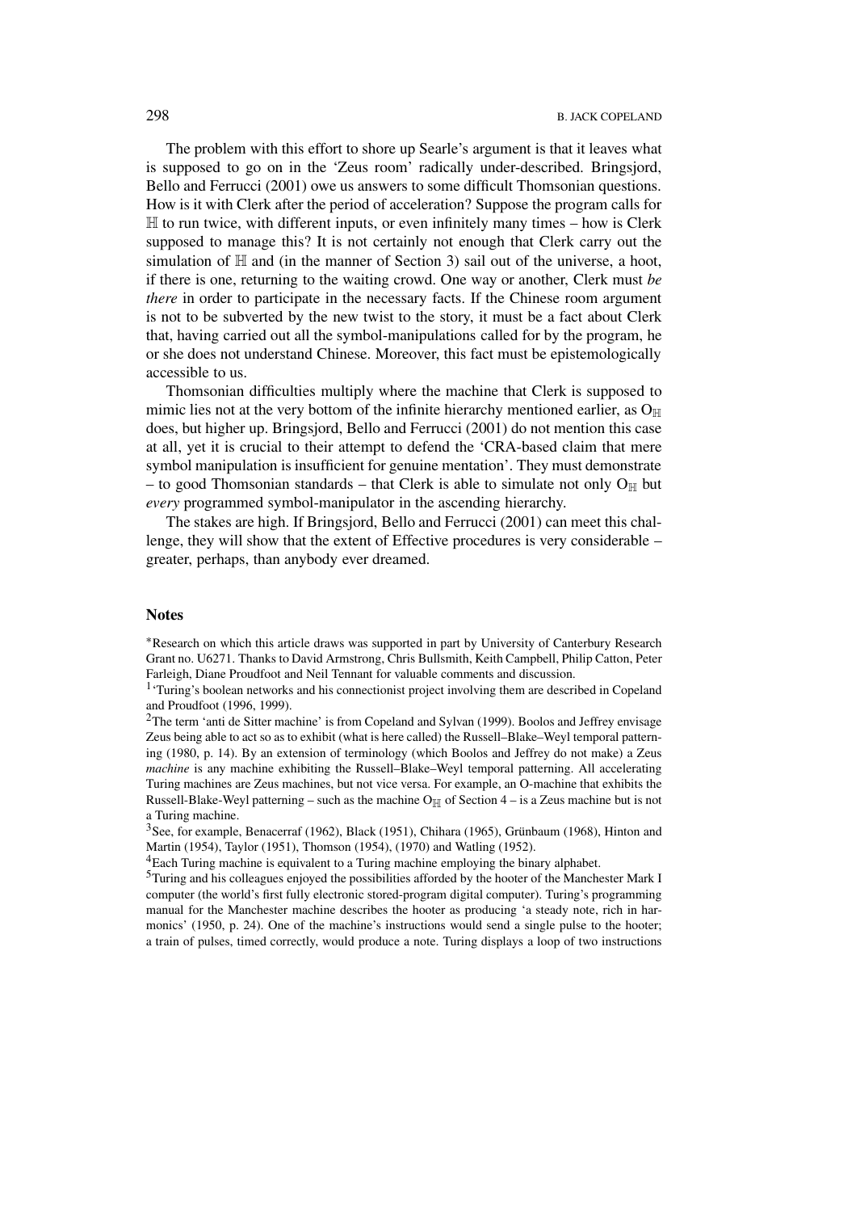The problem with this effort to shore up Searle's argument is that it leaves what is supposed to go on in the 'Zeus room' radically under-described. Bringsjord, Bello and Ferrucci (2001) owe us answers to some difficult Thomsonian questions. How is it with Clerk after the period of acceleration? Suppose the program calls for $\mathbb{H}$ to run twice, with different inputs, or even infinitely many times – how is Clerk supposed to manage this? It is not certainly not enough that Clerk carry out the simulation of $\mathbb{H}$ and (in the manner of Section 3) sail out of the universe, a hoot, if there is one, returning to the waiting crowd. One way or another, Clerk must *be there* in order to participate in the necessary facts. If the Chinese room argument is not to be subverted by the new twist to the story, it must be a fact about Clerk that, having carried out all the symbol-manipulations called for by the program, he or she does not understand Chinese. Moreover, this fact must be epistemologically accessible to us.

Thomsonian difficulties multiply where the machine that Clerk is supposed to mimic lies not at the very bottom of the infinite hierarchy mentioned earlier, as $O_{\mathbb{H}}$ does, but higher up. Bringsjord, Bello and Ferrucci (2001) do not mention this case at all, yet it is crucial to their attempt to defend the 'CRA-based claim that mere symbol manipulation is insufficient for genuine mentation'. They must demonstrate – to good Thomsonian standards – that Clerk is able to simulate not only $O_{\mathbb{H}}$ but *every* programmed symbol-manipulator in the ascending hierarchy.

The stakes are high. If Bringsjord, Bello and Ferrucci (2001) can meet this challenge, they will show that the extent of Effective procedures is very considerable – greater, perhaps, than anybody ever dreamed.

## Notes

*Research on which this article draws was supported in part by University of Canterbury Research Grant no. U6271. Thanks to David Armstrong, Chris Bullsmith, Keith Campbell, Philip Catton, Peter Farleigh, Diane Proudfoot and Neil Tennant for valuable comments and discussion.

[1] 'Turing's boolean networks and his connectionist project involving them are described in Copeland and Proudfoot (1996, 1999).

[2] The term 'anti de Sitter machine' is from Copeland and Sylvan (1999). Boolos and Jeffrey envisage Zeus being able to act so as to exhibit (what is here called) the Russell–Blake–Weyl temporal patterning (1980, p. 14). By an extension of terminology (which Boolos and Jeffrey do not make) a Zeus *machine* is any machine exhibiting the Russell–Blake–Weyl temporal patterning. All accelerating Turing machines are Zeus machines, but not vice versa. For example, an O-machine that exhibits the Russell-Blake-Weyl patterning – such as the machine $O_{\mathbb{H}}$ of Section 4 – is a Zeus machine but is not a Turing machine.

[3] See, for example, Benacerraf (1962), Black (1951), Chihara (1965), Grünbaum (1968), Hinton and Martin (1954), Taylor (1951), Thomson (1954), (1970) and Watling (1952).

[4] Each Turing machine is equivalent to a Turing machine employing the binary alphabet.

[5] Turing and his colleagues enjoyed the possibilities afforded by the hooter of the Manchester Mark I computer (the world's first fully electronic stored-program digital computer). Turing's programming manual for the Manchester machine describes the hooter as producing 'a steady note, rich in harmonics' (1950, p. 24). One of the machine's instructions would send a single pulse to the hooter; a train of pulses, timed correctly, would produce a note. Turing displays a loop of two instructions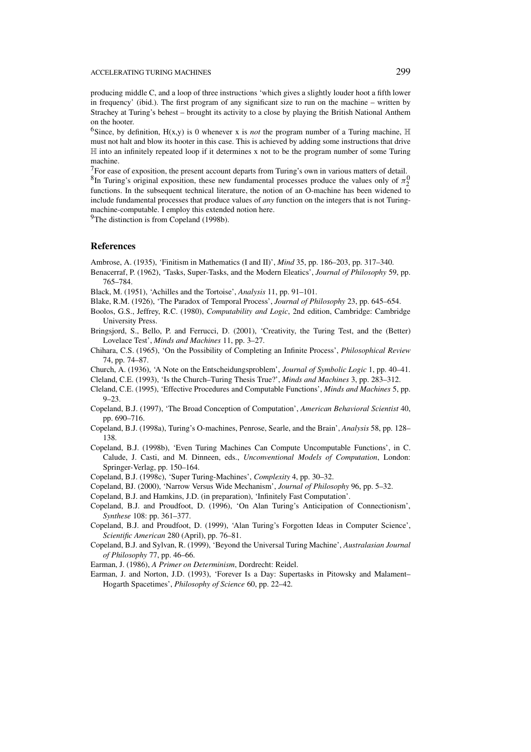producing middle C, and a loop of three instructions 'which gives a slightly louder hoot a fifth lower in frequency' (ibid.). The first program of any significant size to run on the machine – written by Strachey at Turing's behest – brought its activity to a close by playing the British National Anthem on the hooter.

[6]Since, by definition, H(x,y) is 0 whenever x is *not* the program number of a Turing machine, $\mathbb{H}$ must not halt and blow its hooter in this case. This is achieved by adding some instructions that drive $\mathbb{H}$ into an infinitely repeated loop if it determines x not to be the program number of some Turing machine.

[7]For ease of exposition, the present account departs from Turing's own in various matters of detail.

[8]In Turing's original exposition, these new fundamental processes produce the values only of $\pi_2^0$ functions. In the subsequent technical literature, the notion of an O-machine has been widened to include fundamental processes that produce values of *any* function on the integers that is not Turing-machine-computable. I employ this extended notion here.

[9]The distinction is from Copeland (1998b).

## References

Ambrose, A. (1935), 'Finitism in Mathematics (I and II)', *Mind* 35, pp. 186–203, pp. 317–340.

Benacerraf, P. (1962), 'Tasks, Super-Tasks, and the Modern Eleatics', *Journal of Philosophy* 59, pp. 765–784.

Black, M. (1951), 'Achilles and the Tortoise', *Analysis* 11, pp. 91–101.

Blake, R.M. (1926), 'The Paradox of Temporal Process', *Journal of Philosophy* 23, pp. 645–654.

Boolos, G.S., Jeffrey, R.C. (1980), *Computability and Logic*, 2nd edition, Cambridge: Cambridge University Press.

Bringsjord, S., Bello, P. and Ferrucci, D. (2001), 'Creativity, the Turing Test, and the (Better) Lovelace Test', *Minds and Machines* 11, pp. 3–27.

Chihara, C.S. (1965), 'On the Possibility of Completing an Infinite Process', *Philosophical Review* 74, pp. 74–87.

Church, A. (1936), 'A Note on the Entscheidungsproblem', *Journal of Symbolic Logic* 1, pp. 40–41.

Cleland, C.E. (1993), 'Is the Church–Turing Thesis True?', *Minds and Machines* 3, pp. 283–312.

Cleland, C.E. (1995), 'Effective Procedures and Computable Functions', *Minds and Machines* 5, pp. 9–23.

Copeland, B.J. (1997), 'The Broad Conception of Computation', *American Behavioral Scientist* 40, pp. 690–716.

Copeland, B.J. (1998a), Turing's O-machines, Penrose, Searle, and the Brain', *Analysis* 58, pp. 128–138.

Copeland, B.J. (1998b), 'Even Turing Machines Can Compute Uncomputable Functions', in C. Calude, J. Casti, and M. Dinneen, eds., *Unconventional Models of Computation*, London: Springer-Verlag, pp. 150–164.

Copeland, B.J. (1998c), 'Super Turing-Machines', *Complexity* 4, pp. 30–32.

Copeland, BJ. (2000), 'Narrow Versus Wide Mechanism', *Journal of Philosophy* 96, pp. 5–32.

Copeland, B.J. and Hamkins, J.D. (in preparation), 'Infinitely Fast Computation'.

Copeland, B.J. and Proudfoot, D. (1996), 'On Alan Turing's Anticipation of Connectionism', *Synthese* 108: pp. 361–377.

Copeland, B.J. and Proudfoot, D. (1999), 'Alan Turing's Forgotten Ideas in Computer Science', *Scientific American* 280 (April), pp. 76–81.

Copeland, B.J. and Sylvan, R. (1999), 'Beyond the Universal Turing Machine', *Australasian Journal of Philosophy* 77, pp. 46–66.

Earman, J. (1986), *A Primer on Determinism*, Dordrecht: Reidel.

Earman, J. and Norton, J.D. (1993), 'Forever Is a Day: Supertasks in Pitowsky and Malament–Hogarth Spacetimes', *Philosophy of Science* 60, pp. 22–42.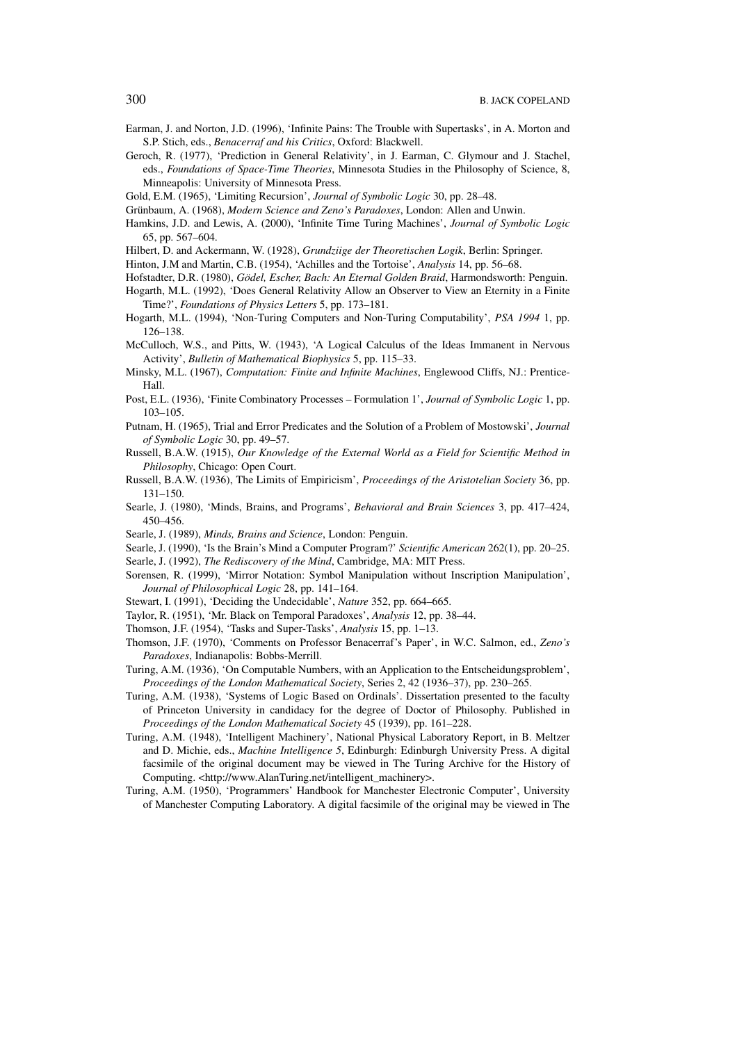Earman, J. and Norton, J.D. (1996), 'Infinite Pains: The Trouble with Supertasks', in A. Morton and S.P. Stich, eds., *Benacerraf and his Critics*, Oxford: Blackwell.

Geroch, R. (1977), 'Prediction in General Relativity', in J. Earman, C. Glymour and J. Stachel, eds., *Foundations of Space-Time Theories*, Minnesota Studies in the Philosophy of Science, 8, Minneapolis: University of Minnesota Press.

Gold, E.M. (1965), 'Limiting Recursion', *Journal of Symbolic Logic* 30, pp. 28–48.

Grünbaum, A. (1968), *Modern Science and Zeno's Paradoxes*, London: Allen and Unwin.

Hamkins, J.D. and Lewis, A. (2000), 'Infinite Time Turing Machines', *Journal of Symbolic Logic* 65, pp. 567–604.

Hilbert, D. and Ackermann, W. (1928), *Grundziige der Theoretischen Logik*, Berlin: Springer.

Hinton, J.M and Martin, C.B. (1954), 'Achilles and the Tortoise', *Analysis* 14, pp. 56–68.

Hofstadter, D.R. (1980), *Gödel, Escher, Bach: An Eternal Golden Braid*, Harmondsworth: Penguin.

Hogarth, M.L. (1992), 'Does General Relativity Allow an Observer to View an Eternity in a Finite Time?', *Foundations of Physics Letters* 5, pp. 173–181.

Hogarth, M.L. (1994), 'Non-Turing Computers and Non-Turing Computability', *PSA 1994* 1, pp. 126–138.

McCulloch, W.S., and Pitts, W. (1943), 'A Logical Calculus of the Ideas Immanent in Nervous Activity', *Bulletin of Mathematical Biophysics* 5, pp. 115–33.

Minsky, M.L. (1967), *Computation: Finite and Infinite Machines*, Englewood Cliffs, NJ.: Prentice-Hall.

Post, E.L. (1936), 'Finite Combinatory Processes – Formulation 1', *Journal of Symbolic Logic* 1, pp. 103–105.

Putnam, H. (1965), Trial and Error Predicates and the Solution of a Problem of Mostowski', *Journal of Symbolic Logic* 30, pp. 49–57.

Russell, B.A.W. (1915), *Our Knowledge of the External World as a Field for Scientific Method in Philosophy*, Chicago: Open Court.

Russell, B.A.W. (1936), The Limits of Empiricism', *Proceedings of the Aristotelian Society* 36, pp. 131–150.

Searle, J. (1980), 'Minds, Brains, and Programs', *Behavioral and Brain Sciences* 3, pp. 417–424, 450–456.

Searle, J. (1989), *Minds, Brains and Science*, London: Penguin.

Searle, J. (1990), 'Is the Brain's Mind a Computer Program?' *Scientific American* 262(1), pp. 20–25.

Searle, J. (1992), *The Rediscovery of the Mind*, Cambridge, MA: MIT Press.

Sorensen, R. (1999), 'Mirror Notation: Symbol Manipulation without Inscription Manipulation', *Journal of Philosophical Logic* 28, pp. 141–164.

Stewart, I. (1991), 'Deciding the Undecidable', *Nature* 352, pp. 664–665.

Taylor, R. (1951), 'Mr. Black on Temporal Paradoxes', *Analysis* 12, pp. 38–44.

Thomson, J.F. (1954), 'Tasks and Super-Tasks', *Analysis* 15, pp. 1–13.

Thomson, J.F. (1970), 'Comments on Professor Benacerraf's Paper', in W.C. Salmon, ed., *Zeno's Paradoxes*, Indianapolis: Bobbs-Merrill.

Turing, A.M. (1936), 'On Computable Numbers, with an Application to the Entscheidungsproblem', *Proceedings of the London Mathematical Society*, Series 2, 42 (1936–37), pp. 230–265.

Turing, A.M. (1938), 'Systems of Logic Based on Ordinals'. Dissertation presented to the faculty of Princeton University in candidacy for the degree of Doctor of Philosophy. Published in *Proceedings of the London Mathematical Society* 45 (1939), pp. 161–228.

Turing, A.M. (1948), 'Intelligent Machinery', National Physical Laboratory Report, in B. Meltzer and D. Michie, eds., *Machine Intelligence 5*, Edinburgh: Edinburgh University Press. A digital facsimile of the original document may be viewed in The Turing Archive for the History of Computing. <http://www.AlanTuring.net/intelligent_machinery>.

Turing, A.M. (1950), 'Programmers' Handbook for Manchester Electronic Computer', University of Manchester Computing Laboratory. A digital facsimile of the original may be viewed in The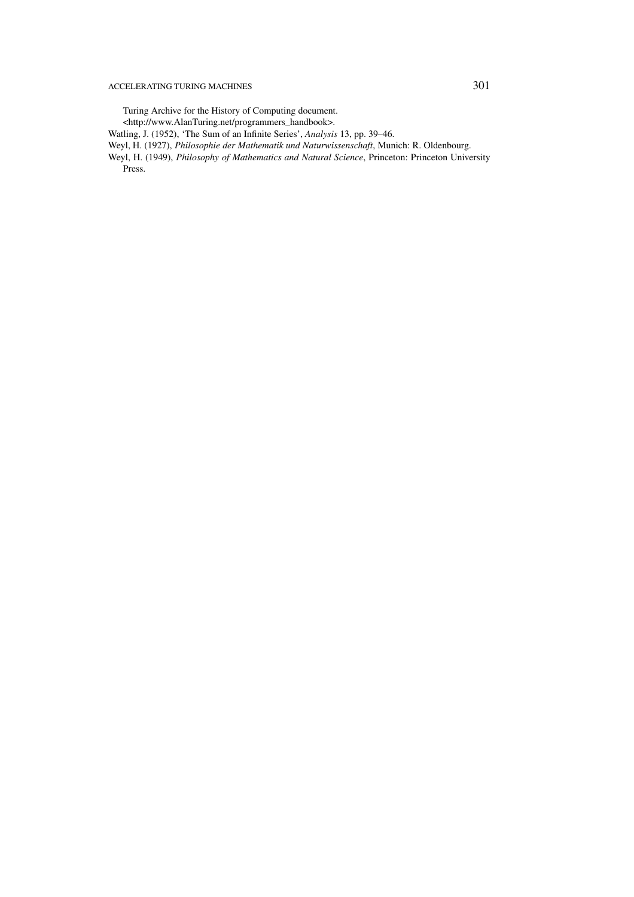Turing Archive for the History of Computing document.
<http://www.AlanTuring.net/programmers_handbook>.

Watling, J. (1952), 'The Sum of an Infinite Series', *Analysis* 13, pp. 39–46.

Weyl, H. (1927), *Philosophie der Mathematik und Naturwissenschaft*, Munich: R. Oldenbourg.

Weyl, H. (1949), *Philosophy of Mathematics and Natural Science*, Princeton: Princeton University Press.